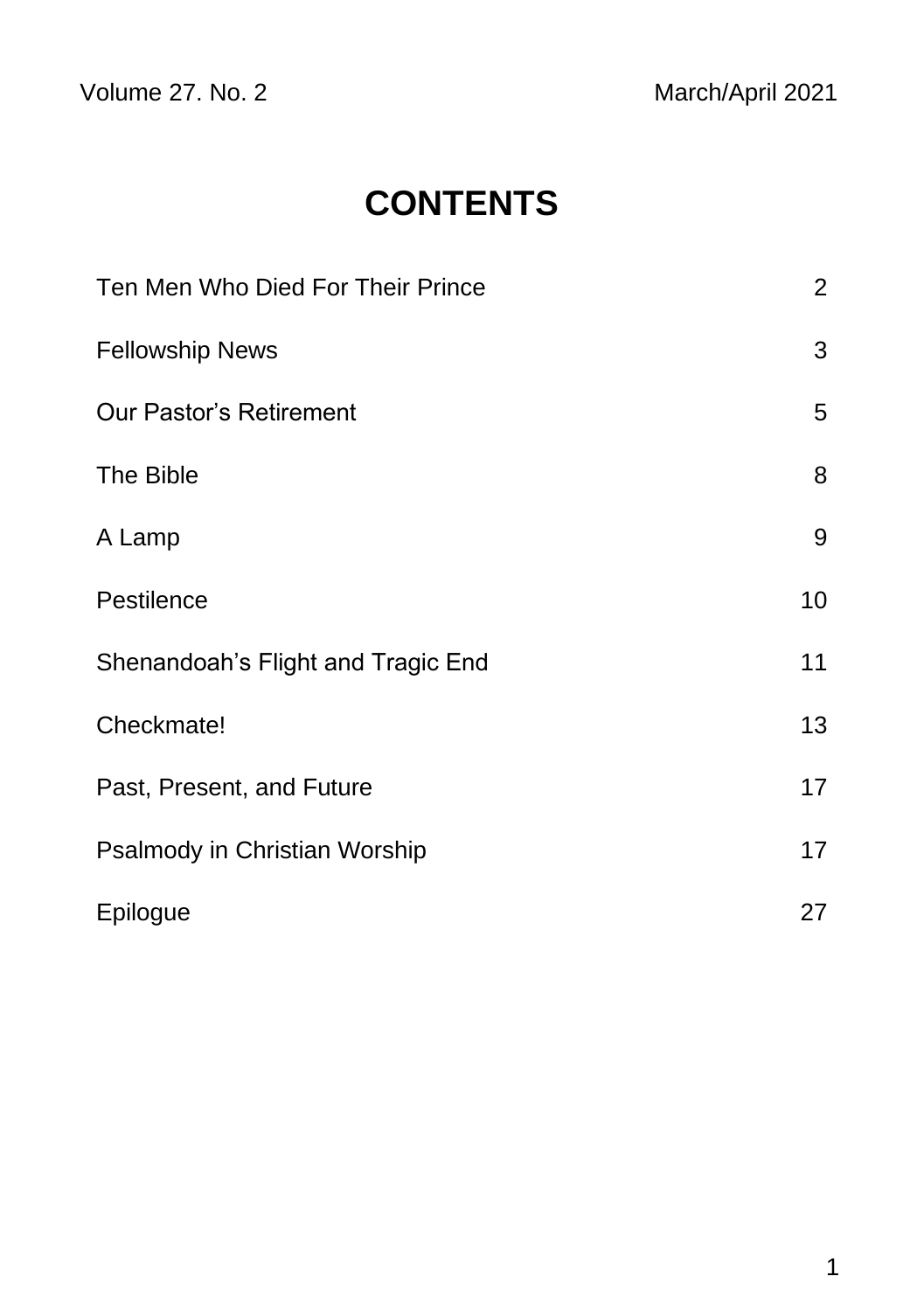Volume 27. No. 2 March/April 2021

# CONTENTS

| | |
|---|---|
| Ten Men Who Died For Their Prince | 2 |
| Fellowship News | 3 |
| Our Pastor's Retirement | 5 |
| The Bible | 8 |
| A Lamp | 9 |
| Pestilence | 10 |
| Shenandoah's Flight and Tragic End | 11 |
| Checkmate! | 13 |
| Past, Present, and Future | 17 |
| Psalmody in Christian Worship | 17 |
| Epilogue | 27 |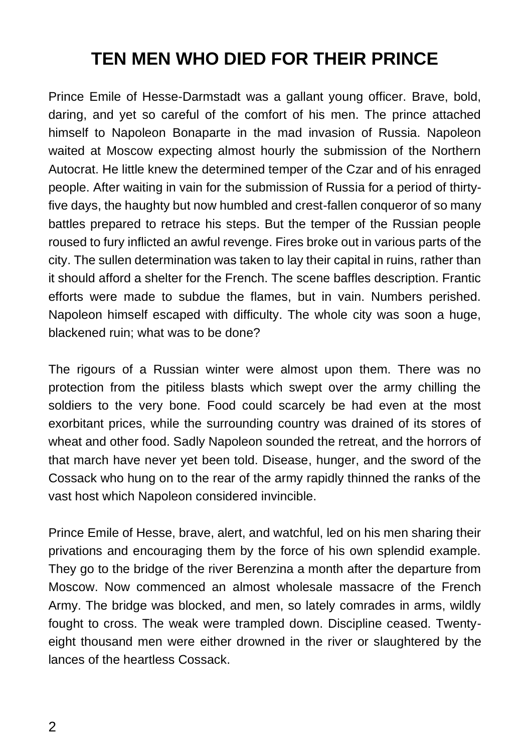# TEN MEN WHO DIED FOR THEIR PRINCE

Prince Emile of Hesse-Darmstadt was a gallant young officer. Brave, bold, daring, and yet so careful of the comfort of his men. The prince attached himself to Napoleon Bonaparte in the mad invasion of Russia. Napoleon waited at Moscow expecting almost hourly the submission of the Northern Autocrat. He little knew the determined temper of the Czar and of his enraged people. After waiting in vain for the submission of Russia for a period of thirty-five days, the haughty but now humbled and crest-fallen conqueror of so many battles prepared to retrace his steps. But the temper of the Russian people roused to fury inflicted an awful revenge. Fires broke out in various parts of the city. The sullen determination was taken to lay their capital in ruins, rather than it should afford a shelter for the French. The scene baffles description. Frantic efforts were made to subdue the flames, but in vain. Numbers perished. Napoleon himself escaped with difficulty. The whole city was soon a huge, blackened ruin; what was to be done?

The rigours of a Russian winter were almost upon them. There was no protection from the pitiless blasts which swept over the army chilling the soldiers to the very bone. Food could scarcely be had even at the most exorbitant prices, while the surrounding country was drained of its stores of wheat and other food. Sadly Napoleon sounded the retreat, and the horrors of that march have never yet been told. Disease, hunger, and the sword of the Cossack who hung on to the rear of the army rapidly thinned the ranks of the vast host which Napoleon considered invincible.

Prince Emile of Hesse, brave, alert, and watchful, led on his men sharing their privations and encouraging them by the force of his own splendid example. They go to the bridge of the river Berenzina a month after the departure from Moscow. Now commenced an almost wholesale massacre of the French Army. The bridge was blocked, and men, so lately comrades in arms, wildly fought to cross. The weak were trampled down. Discipline ceased. Twenty-eight thousand men were either drowned in the river or slaughtered by the lances of the heartless Cossack.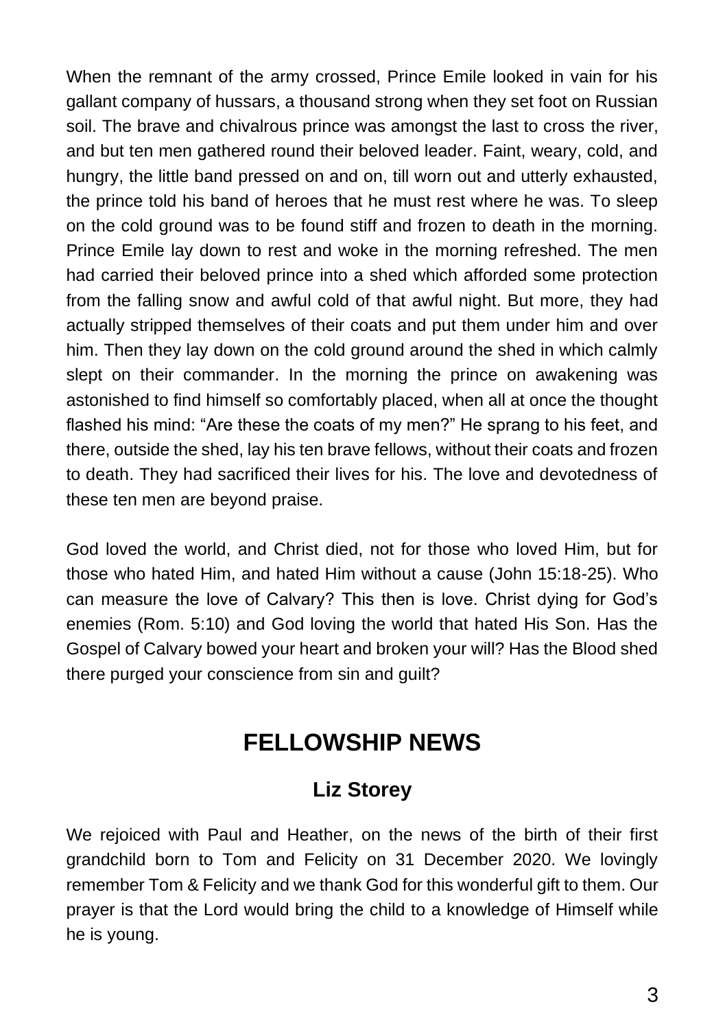When the remnant of the army crossed, Prince Emile looked in vain for his gallant company of hussars, a thousand strong when they set foot on Russian soil. The brave and chivalrous prince was amongst the last to cross the river, and but ten men gathered round their beloved leader. Faint, weary, cold, and hungry, the little band pressed on and on, till worn out and utterly exhausted, the prince told his band of heroes that he must rest where he was. To sleep on the cold ground was to be found stiff and frozen to death in the morning. Prince Emile lay down to rest and woke in the morning refreshed. The men had carried their beloved prince into a shed which afforded some protection from the falling snow and awful cold of that awful night. But more, they had actually stripped themselves of their coats and put them under him and over him. Then they lay down on the cold ground around the shed in which calmly slept on their commander. In the morning the prince on awakening was astonished to find himself so comfortably placed, when all at once the thought flashed his mind: "Are these the coats of my men?" He sprang to his feet, and there, outside the shed, lay his ten brave fellows, without their coats and frozen to death. They had sacrificed their lives for his. The love and devotedness of these ten men are beyond praise.

God loved the world, and Christ died, not for those who loved Him, but for those who hated Him, and hated Him without a cause (John 15:18-25). Who can measure the love of Calvary? This then is love. Christ dying for God's enemies (Rom. 5:10) and God loving the world that hated His Son. Has the Gospel of Calvary bowed your heart and broken your will? Has the Blood shed there purged your conscience from sin and guilt?

# FELLOWSHIP NEWS

## Liz Storey

We rejoiced with Paul and Heather, on the news of the birth of their first grandchild born to Tom and Felicity on 31 December 2020. We lovingly remember Tom & Felicity and we thank God for this wonderful gift to them. Our prayer is that the Lord would bring the child to a knowledge of Himself while he is young.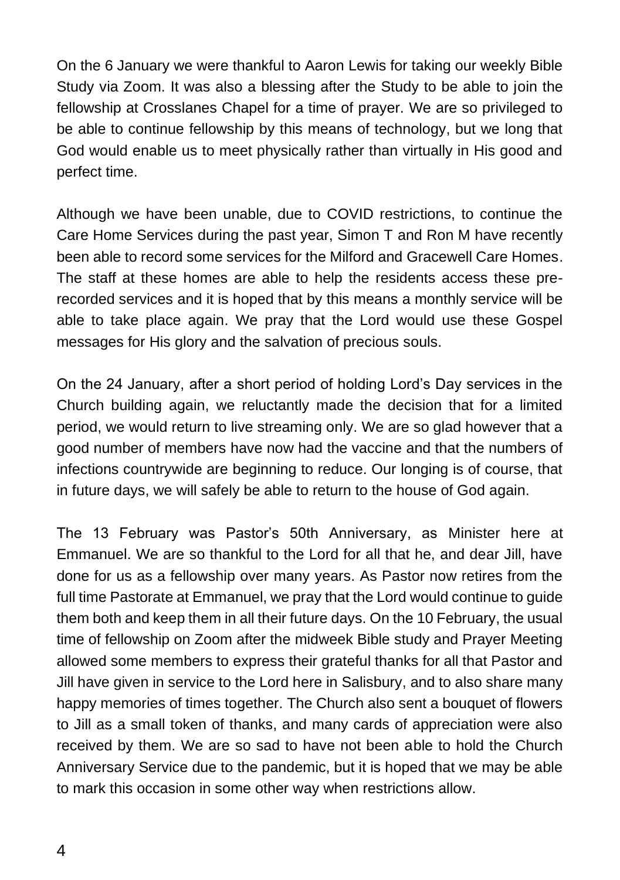On the 6 January we were thankful to Aaron Lewis for taking our weekly Bible Study via Zoom. It was also a blessing after the Study to be able to join the fellowship at Crosslanes Chapel for a time of prayer. We are so privileged to be able to continue fellowship by this means of technology, but we long that God would enable us to meet physically rather than virtually in His good and perfect time.

Although we have been unable, due to COVID restrictions, to continue the Care Home Services during the past year, Simon T and Ron M have recently been able to record some services for the Milford and Gracewell Care Homes. The staff at these homes are able to help the residents access these pre-recorded services and it is hoped that by this means a monthly service will be able to take place again. We pray that the Lord would use these Gospel messages for His glory and the salvation of precious souls.

On the 24 January, after a short period of holding Lord's Day services in the Church building again, we reluctantly made the decision that for a limited period, we would return to live streaming only. We are so glad however that a good number of members have now had the vaccine and that the numbers of infections countrywide are beginning to reduce. Our longing is of course, that in future days, we will safely be able to return to the house of God again.

The 13 February was Pastor's 50th Anniversary, as Minister here at Emmanuel. We are so thankful to the Lord for all that he, and dear Jill, have done for us as a fellowship over many years. As Pastor now retires from the full time Pastorate at Emmanuel, we pray that the Lord would continue to guide them both and keep them in all their future days. On the 10 February, the usual time of fellowship on Zoom after the midweek Bible study and Prayer Meeting allowed some members to express their grateful thanks for all that Pastor and Jill have given in service to the Lord here in Salisbury, and to also share many happy memories of times together. The Church also sent a bouquet of flowers to Jill as a small token of thanks, and many cards of appreciation were also received by them. We are so sad to have not been able to hold the Church Anniversary Service due to the pandemic, but it is hoped that we may be able to mark this occasion in some other way when restrictions allow.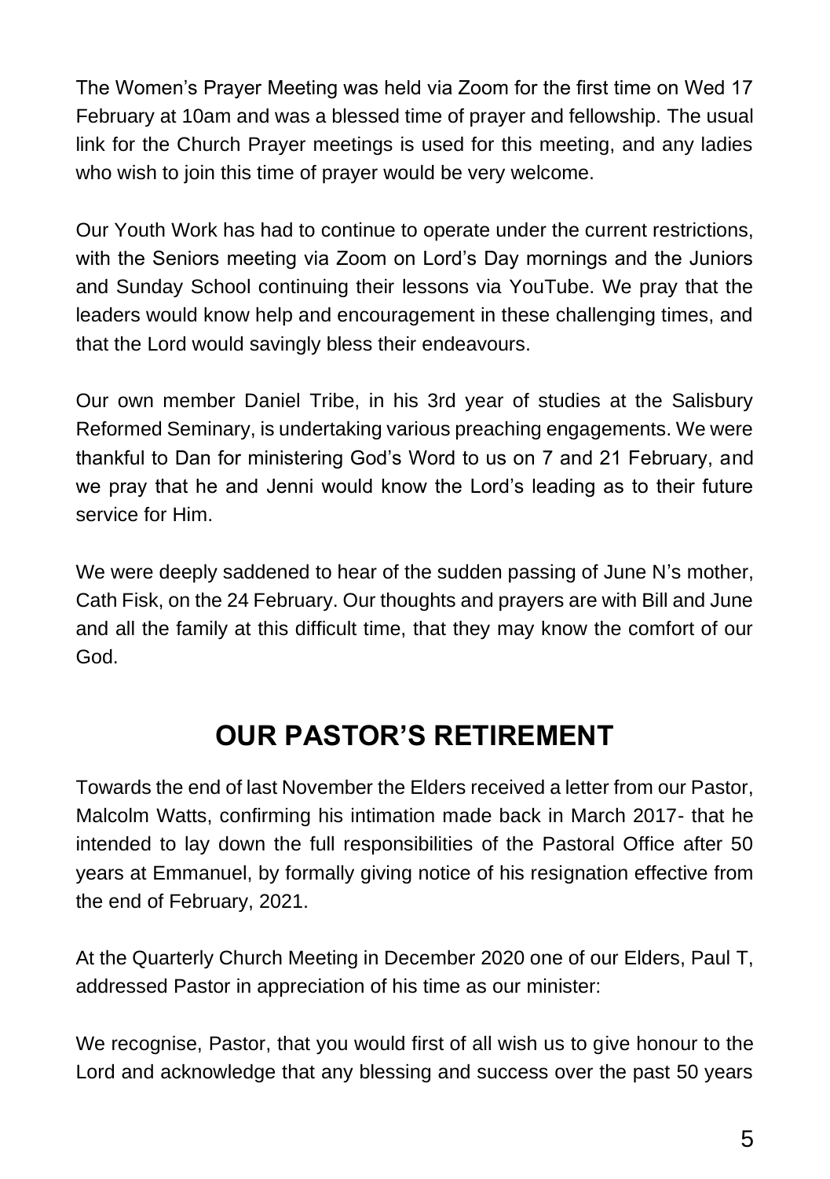The Women's Prayer Meeting was held via Zoom for the first time on Wed 17 February at 10am and was a blessed time of prayer and fellowship. The usual link for the Church Prayer meetings is used for this meeting, and any ladies who wish to join this time of prayer would be very welcome.

Our Youth Work has had to continue to operate under the current restrictions, with the Seniors meeting via Zoom on Lord's Day mornings and the Juniors and Sunday School continuing their lessons via YouTube. We pray that the leaders would know help and encouragement in these challenging times, and that the Lord would savingly bless their endeavours.

Our own member Daniel Tribe, in his 3rd year of studies at the Salisbury Reformed Seminary, is undertaking various preaching engagements. We were thankful to Dan for ministering God's Word to us on 7 and 21 February, and we pray that he and Jenni would know the Lord's leading as to their future service for Him.

We were deeply saddened to hear of the sudden passing of June N's mother, Cath Fisk, on the 24 February. Our thoughts and prayers are with Bill and June and all the family at this difficult time, that they may know the comfort of our God.

## OUR PASTOR'S RETIREMENT

Towards the end of last November the Elders received a letter from our Pastor, Malcolm Watts, confirming his intimation made back in March 2017- that he intended to lay down the full responsibilities of the Pastoral Office after 50 years at Emmanuel, by formally giving notice of his resignation effective from the end of February, 2021.

At the Quarterly Church Meeting in December 2020 one of our Elders, Paul T, addressed Pastor in appreciation of his time as our minister:

We recognise, Pastor, that you would first of all wish us to give honour to the Lord and acknowledge that any blessing and success over the past 50 years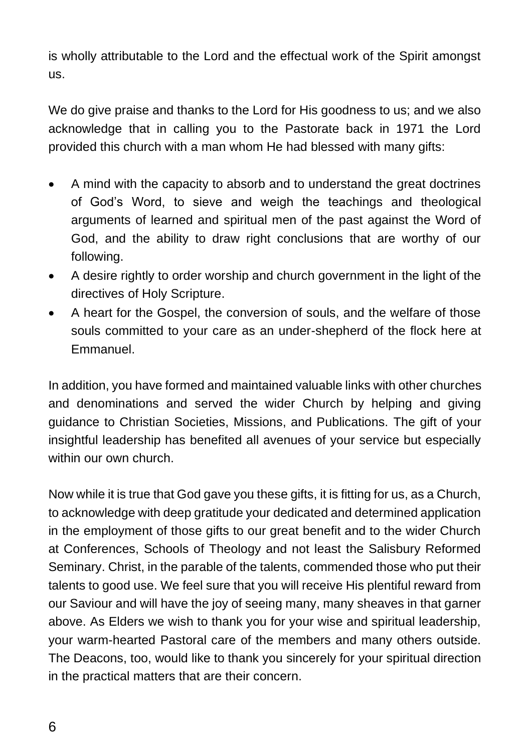is wholly attributable to the Lord and the effectual work of the Spirit amongst us.

We do give praise and thanks to the Lord for His goodness to us; and we also acknowledge that in calling you to the Pastorate back in 1971 the Lord provided this church with a man whom He had blessed with many gifts:

- A mind with the capacity to absorb and to understand the great doctrines of God's Word, to sieve and weigh the teachings and theological arguments of learned and spiritual men of the past against the Word of God, and the ability to draw right conclusions that are worthy of our following.
- A desire rightly to order worship and church government in the light of the directives of Holy Scripture.
- A heart for the Gospel, the conversion of souls, and the welfare of those souls committed to your care as an under-shepherd of the flock here at Emmanuel.

In addition, you have formed and maintained valuable links with other churches and denominations and served the wider Church by helping and giving guidance to Christian Societies, Missions, and Publications. The gift of your insightful leadership has benefited all avenues of your service but especially within our own church.

Now while it is true that God gave you these gifts, it is fitting for us, as a Church, to acknowledge with deep gratitude your dedicated and determined application in the employment of those gifts to our great benefit and to the wider Church at Conferences, Schools of Theology and not least the Salisbury Reformed Seminary. Christ, in the parable of the talents, commended those who put their talents to good use. We feel sure that you will receive His plentiful reward from our Saviour and will have the joy of seeing many, many sheaves in that garner above. As Elders we wish to thank you for your wise and spiritual leadership, your warm-hearted Pastoral care of the members and many others outside. The Deacons, too, would like to thank you sincerely for your spiritual direction in the practical matters that are their concern.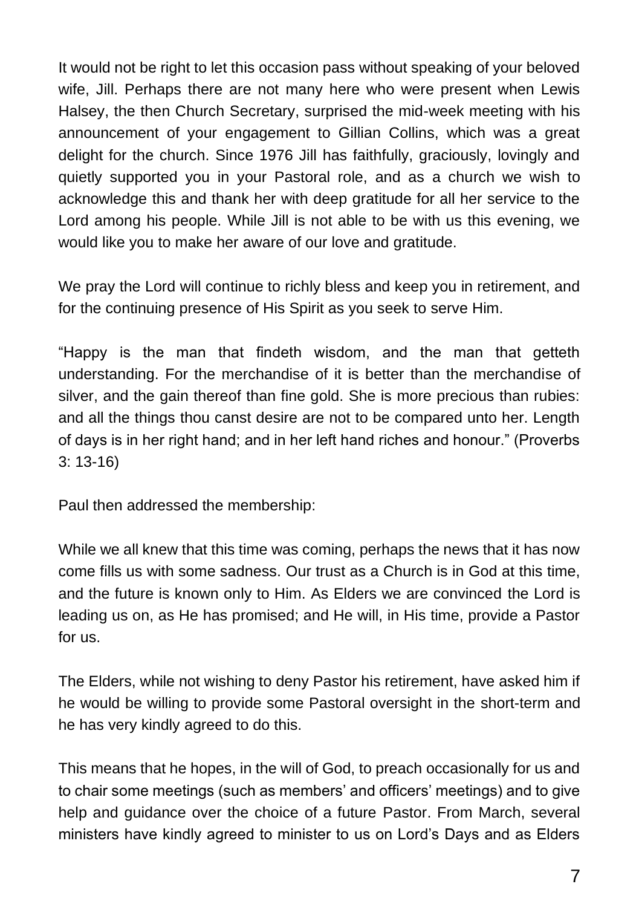It would not be right to let this occasion pass without speaking of your beloved wife, Jill. Perhaps there are not many here who were present when Lewis Halsey, the then Church Secretary, surprised the mid-week meeting with his announcement of your engagement to Gillian Collins, which was a great delight for the church. Since 1976 Jill has faithfully, graciously, lovingly and quietly supported you in your Pastoral role, and as a church we wish to acknowledge this and thank her with deep gratitude for all her service to the Lord among his people. While Jill is not able to be with us this evening, we would like you to make her aware of our love and gratitude.

We pray the Lord will continue to richly bless and keep you in retirement, and for the continuing presence of His Spirit as you seek to serve Him.

"Happy is the man that findeth wisdom, and the man that getteth understanding. For the merchandise of it is better than the merchandise of silver, and the gain thereof than fine gold. She is more precious than rubies: and all the things thou canst desire are not to be compared unto her. Length of days is in her right hand; and in her left hand riches and honour." (Proverbs 3: 13-16)

Paul then addressed the membership:

While we all knew that this time was coming, perhaps the news that it has now come fills us with some sadness. Our trust as a Church is in God at this time, and the future is known only to Him. As Elders we are convinced the Lord is leading us on, as He has promised; and He will, in His time, provide a Pastor for us.

The Elders, while not wishing to deny Pastor his retirement, have asked him if he would be willing to provide some Pastoral oversight in the short-term and he has very kindly agreed to do this.

This means that he hopes, in the will of God, to preach occasionally for us and to chair some meetings (such as members' and officers' meetings) and to give help and guidance over the choice of a future Pastor. From March, several ministers have kindly agreed to minister to us on Lord's Days and as Elders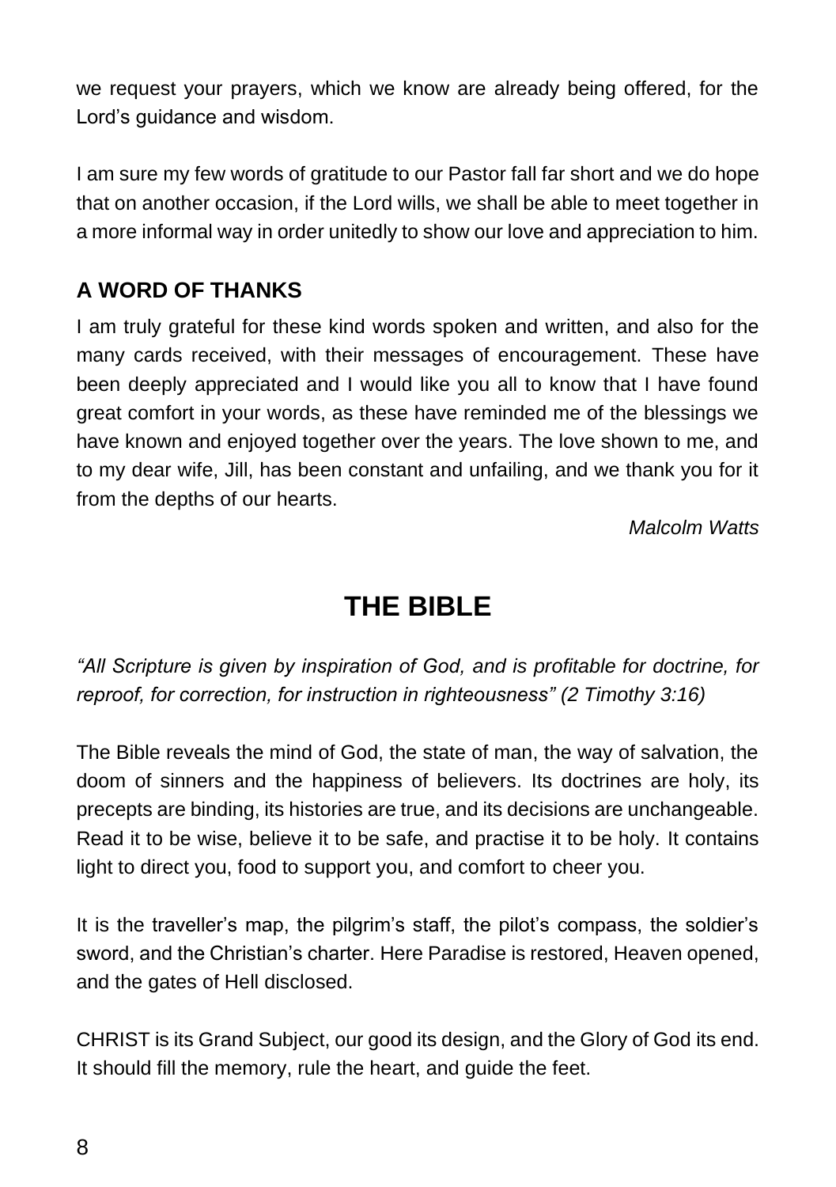we request your prayers, which we know are already being offered, for the Lord's guidance and wisdom.

I am sure my few words of gratitude to our Pastor fall far short and we do hope that on another occasion, if the Lord wills, we shall be able to meet together in a more informal way in order unitedly to show our love and appreciation to him.

### A WORD OF THANKS

I am truly grateful for these kind words spoken and written, and also for the many cards received, with their messages of encouragement. These have been deeply appreciated and I would like you all to know that I have found great comfort in your words, as these have reminded me of the blessings we have known and enjoyed together over the years. The love shown to me, and to my dear wife, Jill, has been constant and unfailing, and we thank you for it from the depths of our hearts.

*Malcolm Watts*

## THE BIBLE

*"All Scripture is given by inspiration of God, and is profitable for doctrine, for reproof, for correction, for instruction in righteousness" (2 Timothy 3:16)*

The Bible reveals the mind of God, the state of man, the way of salvation, the doom of sinners and the happiness of believers. Its doctrines are holy, its precepts are binding, its histories are true, and its decisions are unchangeable. Read it to be wise, believe it to be safe, and practise it to be holy. It contains light to direct you, food to support you, and comfort to cheer you.

It is the traveller's map, the pilgrim's staff, the pilot's compass, the soldier's sword, and the Christian's charter. Here Paradise is restored, Heaven opened, and the gates of Hell disclosed.

CHRIST is its Grand Subject, our good its design, and the Glory of God its end. It should fill the memory, rule the heart, and guide the feet.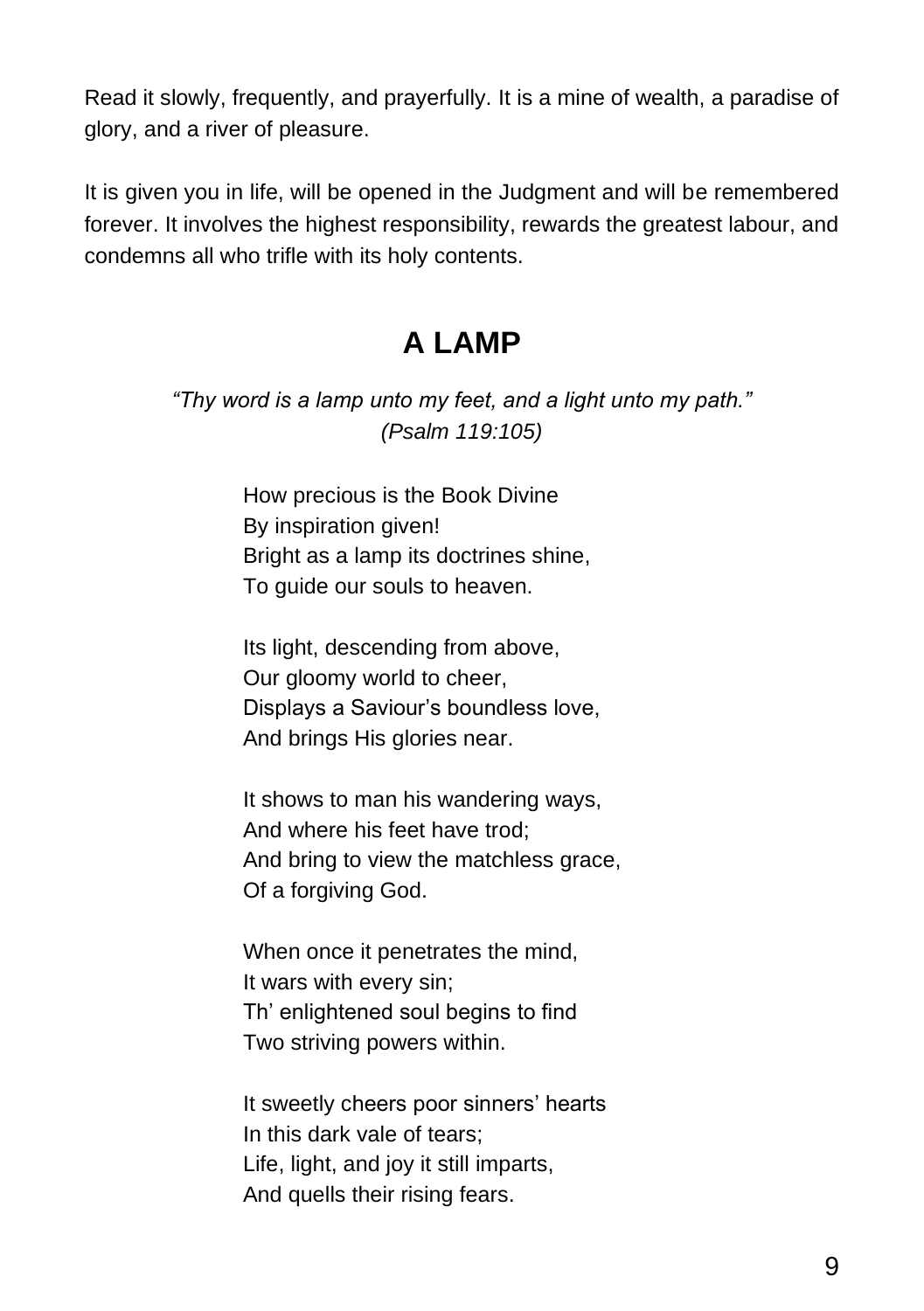Read it slowly, frequently, and prayerfully. It is a mine of wealth, a paradise of glory, and a river of pleasure.

It is given you in life, will be opened in the Judgment and will be remembered forever. It involves the highest responsibility, rewards the greatest labour, and condemns all who trifle with its holy contents.

## A LAMP

*"Thy word is a lamp unto my feet, and a light unto my path."*
*(Psalm 119:105)*

How precious is the Book Divine
By inspiration given!
Bright as a lamp its doctrines shine,
To guide our souls to heaven.

Its light, descending from above,
Our gloomy world to cheer,
Displays a Saviour's boundless love,
And brings His glories near.

It shows to man his wandering ways,
And where his feet have trod;
And bring to view the matchless grace,
Of a forgiving God.

When once it penetrates the mind,
It wars with every sin;
Th' enlightened soul begins to find
Two striving powers within.

It sweetly cheers poor sinners' hearts
In this dark vale of tears;
Life, light, and joy it still imparts,
And quells their rising fears.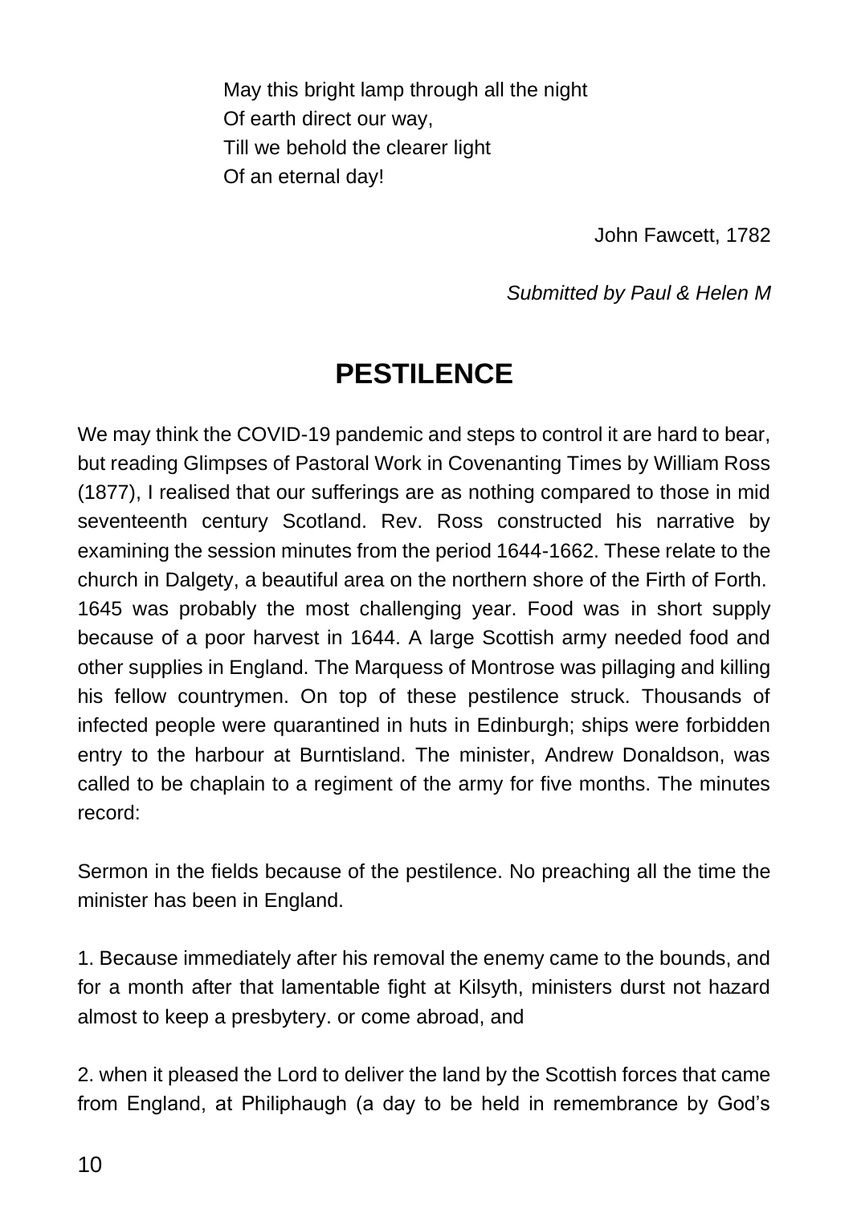May this bright lamp through all the night  
Of earth direct our way,  
Till we behold the clearer light  
Of an eternal day!

John Fawcett, 1782

*Submitted by Paul & Helen M*

## PESTILENCE

We may think the COVID-19 pandemic and steps to control it are hard to bear, but reading Glimpses of Pastoral Work in Covenanting Times by William Ross (1877), I realised that our sufferings are as nothing compared to those in mid seventeenth century Scotland. Rev. Ross constructed his narrative by examining the session minutes from the period 1644-1662. These relate to the church in Dalgety, a beautiful area on the northern shore of the Firth of Forth. 1645 was probably the most challenging year. Food was in short supply because of a poor harvest in 1644. A large Scottish army needed food and other supplies in England. The Marquess of Montrose was pillaging and killing his fellow countrymen. On top of these pestilence struck. Thousands of infected people were quarantined in huts in Edinburgh; ships were forbidden entry to the harbour at Burntisland. The minister, Andrew Donaldson, was called to be chaplain to a regiment of the army for five months. The minutes record:

Sermon in the fields because of the pestilence. No preaching all the time the minister has been in England.

1. Because immediately after his removal the enemy came to the bounds, and for a month after that lamentable fight at Kilsyth, ministers durst not hazard almost to keep a presbytery. or come abroad, and

2. when it pleased the Lord to deliver the land by the Scottish forces that came from England, at Philiphaugh (a day to be held in remembrance by God's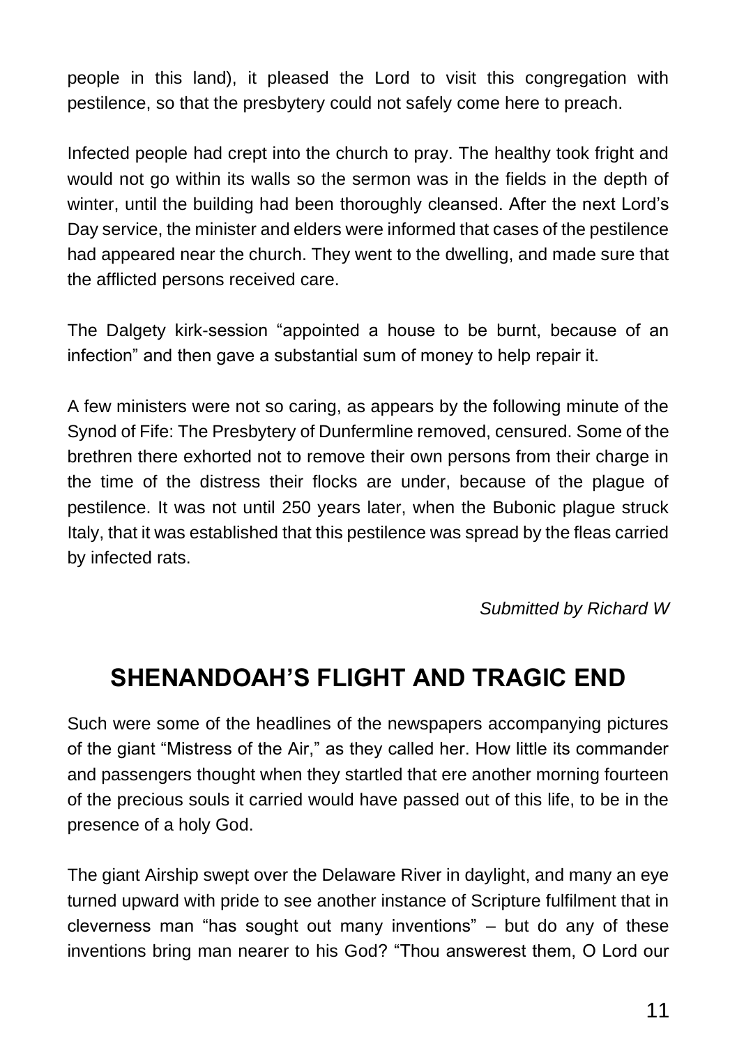people in this land), it pleased the Lord to visit this congregation with pestilence, so that the presbytery could not safely come here to preach.

Infected people had crept into the church to pray. The healthy took fright and would not go within its walls so the sermon was in the fields in the depth of winter, until the building had been thoroughly cleansed. After the next Lord's Day service, the minister and elders were informed that cases of the pestilence had appeared near the church. They went to the dwelling, and made sure that the afflicted persons received care.

The Dalgety kirk-session "appointed a house to be burnt, because of an infection" and then gave a substantial sum of money to help repair it.

A few ministers were not so caring, as appears by the following minute of the Synod of Fife: The Presbytery of Dunfermline removed, censured. Some of the brethren there exhorted not to remove their own persons from their charge in the time of the distress their flocks are under, because of the plague of pestilence. It was not until 250 years later, when the Bubonic plague struck Italy, that it was established that this pestilence was spread by the fleas carried by infected rats.

*Submitted by Richard W*

## SHENANDOAH'S FLIGHT AND TRAGIC END

Such were some of the headlines of the newspapers accompanying pictures of the giant "Mistress of the Air," as they called her. How little its commander and passengers thought when they startled that ere another morning fourteen of the precious souls it carried would have passed out of this life, to be in the presence of a holy God.

The giant Airship swept over the Delaware River in daylight, and many an eye turned upward with pride to see another instance of Scripture fulfilment that in cleverness man "has sought out many inventions" – but do any of these inventions bring man nearer to his God? "Thou answerest them, O Lord our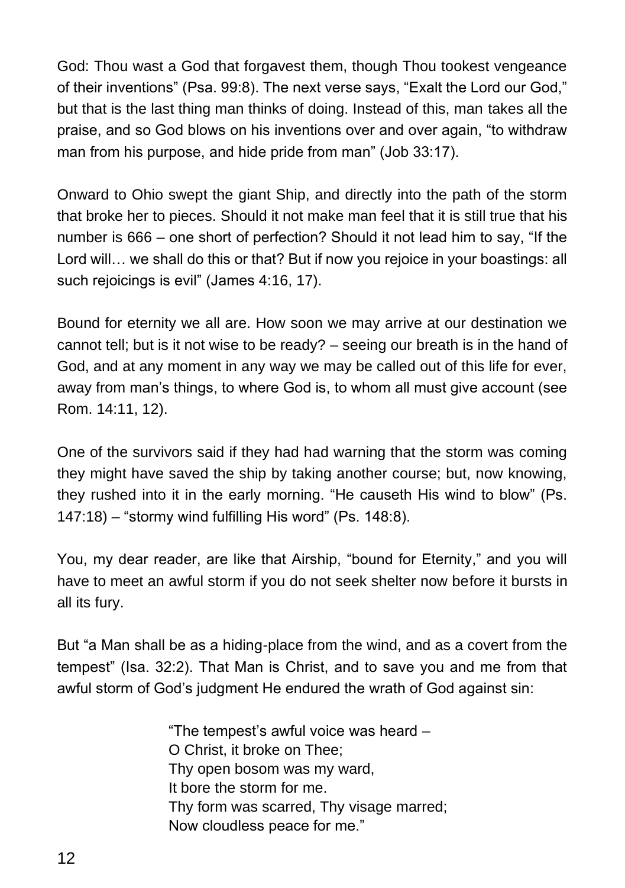God: Thou wast a God that forgavest them, though Thou tookest vengeance of their inventions" (Psa. 99:8). The next verse says, "Exalt the Lord our God," but that is the last thing man thinks of doing. Instead of this, man takes all the praise, and so God blows on his inventions over and over again, "to withdraw man from his purpose, and hide pride from man" (Job 33:17).

Onward to Ohio swept the giant Ship, and directly into the path of the storm that broke her to pieces. Should it not make man feel that it is still true that his number is 666 – one short of perfection? Should it not lead him to say, "If the Lord will… we shall do this or that? But if now you rejoice in your boastings: all such rejoicings is evil" (James 4:16, 17).

Bound for eternity we all are. How soon we may arrive at our destination we cannot tell; but is it not wise to be ready? – seeing our breath is in the hand of God, and at any moment in any way we may be called out of this life for ever, away from man's things, to where God is, to whom all must give account (see Rom. 14:11, 12).

One of the survivors said if they had had warning that the storm was coming they might have saved the ship by taking another course; but, now knowing, they rushed into it in the early morning. "He causeth His wind to blow" (Ps. 147:18) – "stormy wind fulfilling His word" (Ps. 148:8).

You, my dear reader, are like that Airship, "bound for Eternity," and you will have to meet an awful storm if you do not seek shelter now before it bursts in all its fury.

But "a Man shall be as a hiding-place from the wind, and as a covert from the tempest" (Isa. 32:2). That Man is Christ, and to save you and me from that awful storm of God's judgment He endured the wrath of God against sin:

> "The tempest's awful voice was heard –
> O Christ, it broke on Thee;
> Thy open bosom was my ward,
> It bore the storm for me.
> Thy form was scarred, Thy visage marred;
> Now cloudless peace for me."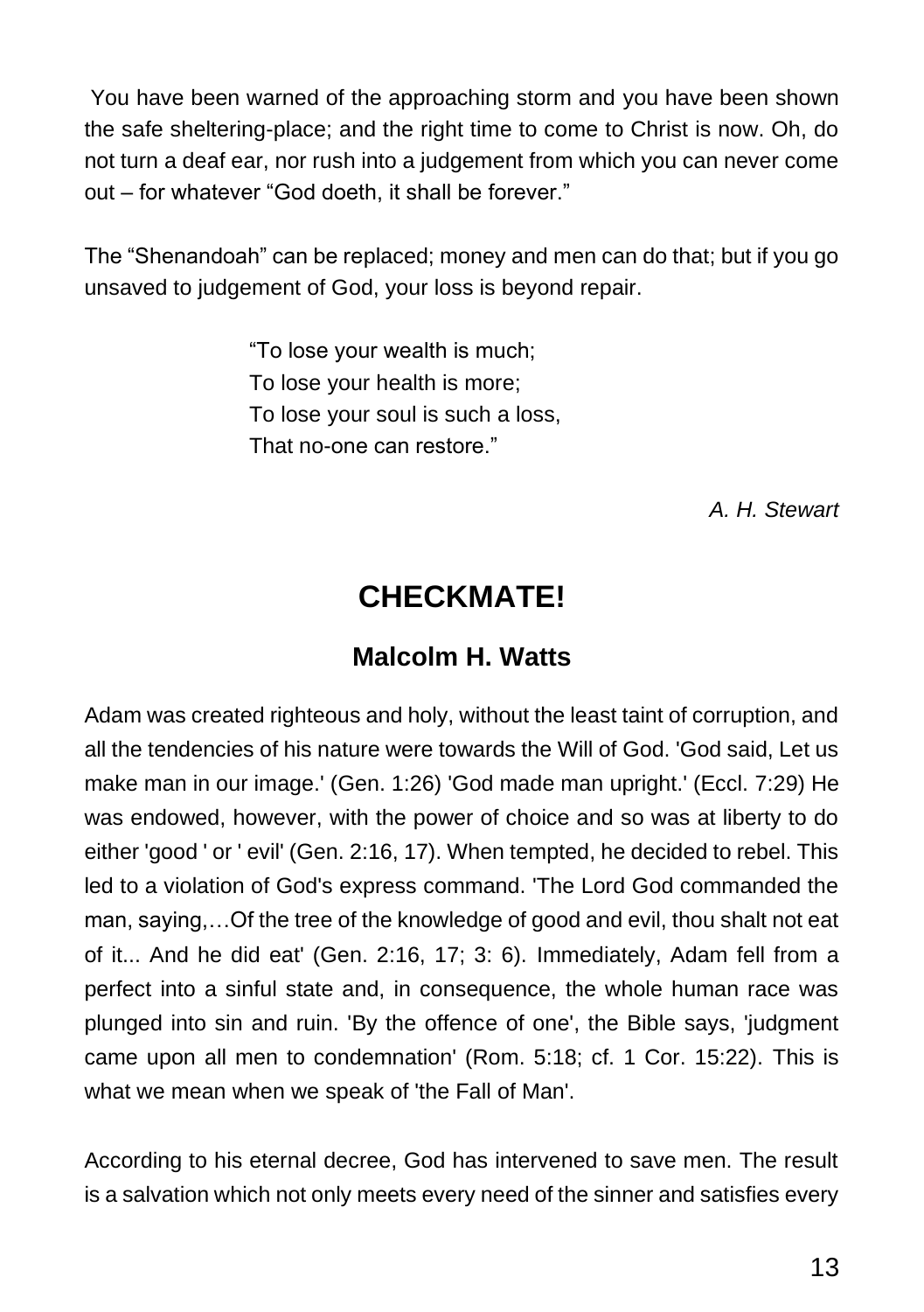You have been warned of the approaching storm and you have been shown the safe sheltering-place; and the right time to come to Christ is now. Oh, do not turn a deaf ear, nor rush into a judgement from which you can never come out – for whatever "God doeth, it shall be forever."

The "Shenandoah" can be replaced; money and men can do that; but if you go unsaved to judgement of God, your loss is beyond repair.

> "To lose your wealth is much;
> To lose your health is more;
> To lose your soul is such a loss,
> That no-one can restore."

*A. H. Stewart*

## CHECKMATE!

### Malcolm H. Watts

Adam was created righteous and holy, without the least taint of corruption, and all the tendencies of his nature were towards the Will of God. 'God said, Let us make man in our image.' (Gen. 1:26) 'God made man upright.' (Eccl. 7:29) He was endowed, however, with the power of choice and so was at liberty to do either 'good ' or ' evil' (Gen. 2:16, 17). When tempted, he decided to rebel. This led to a violation of God's express command. 'The Lord God commanded the man, saying,…Of the tree of the knowledge of good and evil, thou shalt not eat of it... And he did eat' (Gen. 2:16, 17; 3: 6). Immediately, Adam fell from a perfect into a sinful state and, in consequence, the whole human race was plunged into sin and ruin. 'By the offence of one', the Bible says, 'judgment came upon all men to condemnation' (Rom. 5:18; cf. 1 Cor. 15:22). This is what we mean when we speak of 'the Fall of Man'.

According to his eternal decree, God has intervened to save men. The result is a salvation which not only meets every need of the sinner and satisfies every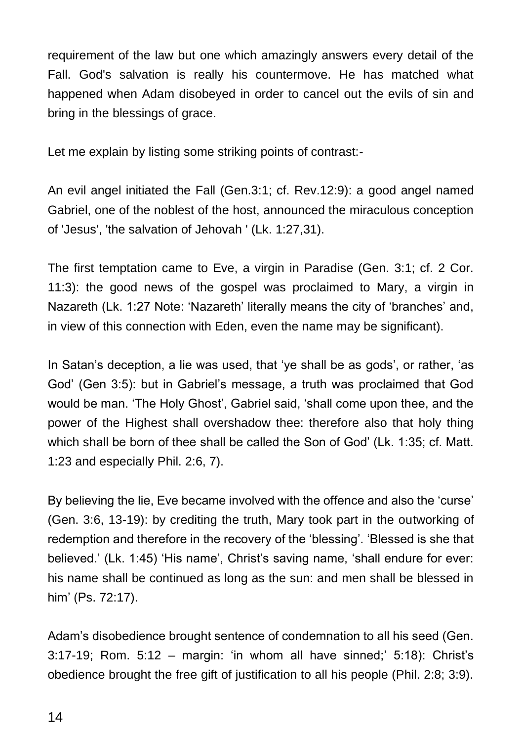requirement of the law but one which amazingly answers every detail of the Fall. God's salvation is really his countermove. He has matched what happened when Adam disobeyed in order to cancel out the evils of sin and bring in the blessings of grace.

Let me explain by listing some striking points of contrast:-

An evil angel initiated the Fall (Gen.3:1; cf. Rev.12:9): a good angel named Gabriel, one of the noblest of the host, announced the miraculous conception of 'Jesus', 'the salvation of Jehovah ' (Lk. 1:27,31).

The first temptation came to Eve, a virgin in Paradise (Gen. 3:1; cf. 2 Cor. 11:3): the good news of the gospel was proclaimed to Mary, a virgin in Nazareth (Lk. 1:27 Note: 'Nazareth' literally means the city of 'branches' and, in view of this connection with Eden, even the name may be significant).

In Satan's deception, a lie was used, that 'ye shall be as gods', or rather, 'as God' (Gen 3:5): but in Gabriel's message, a truth was proclaimed that God would be man. 'The Holy Ghost', Gabriel said, 'shall come upon thee, and the power of the Highest shall overshadow thee: therefore also that holy thing which shall be born of thee shall be called the Son of God' (Lk. 1:35; cf. Matt. 1:23 and especially Phil. 2:6, 7).

By believing the lie, Eve became involved with the offence and also the 'curse' (Gen. 3:6, 13-19): by crediting the truth, Mary took part in the outworking of redemption and therefore in the recovery of the 'blessing'. 'Blessed is she that believed.' (Lk. 1:45) 'His name', Christ's saving name, 'shall endure for ever: his name shall be continued as long as the sun: and men shall be blessed in him' (Ps. 72:17).

Adam's disobedience brought sentence of condemnation to all his seed (Gen. 3:17-19; Rom. 5:12 – margin: 'in whom all have sinned;' 5:18): Christ's obedience brought the free gift of justification to all his people (Phil. 2:8; 3:9).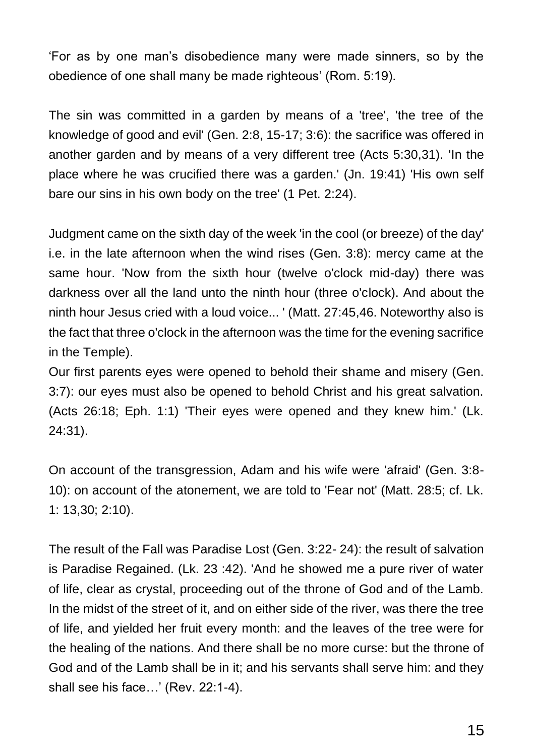'For as by one man's disobedience many were made sinners, so by the obedience of one shall many be made righteous' (Rom. 5:19).

The sin was committed in a garden by means of a 'tree', 'the tree of the knowledge of good and evil' (Gen. 2:8, 15-17; 3:6): the sacrifice was offered in another garden and by means of a very different tree (Acts 5:30,31). 'In the place where he was crucified there was a garden.' (Jn. 19:41) 'His own self bare our sins in his own body on the tree' (1 Pet. 2:24).

Judgment came on the sixth day of the week 'in the cool (or breeze) of the day' i.e. in the late afternoon when the wind rises (Gen. 3:8): mercy came at the same hour. 'Now from the sixth hour (twelve o'clock mid-day) there was darkness over all the land unto the ninth hour (three o'clock). And about the ninth hour Jesus cried with a loud voice... ' (Matt. 27:45,46. Noteworthy also is the fact that three o'clock in the afternoon was the time for the evening sacrifice in the Temple).

Our first parents eyes were opened to behold their shame and misery (Gen. 3:7): our eyes must also be opened to behold Christ and his great salvation. (Acts 26:18; Eph. 1:1) 'Their eyes were opened and they knew him.' (Lk. 24:31).

On account of the transgression, Adam and his wife were 'afraid' (Gen. 3:8-10): on account of the atonement, we are told to 'Fear not' (Matt. 28:5; cf. Lk. 1: 13,30; 2:10).

The result of the Fall was Paradise Lost (Gen. 3:22- 24): the result of salvation is Paradise Regained. (Lk. 23 :42). 'And he showed me a pure river of water of life, clear as crystal, proceeding out of the throne of God and of the Lamb. In the midst of the street of it, and on either side of the river, was there the tree of life, and yielded her fruit every month: and the leaves of the tree were for the healing of the nations. And there shall be no more curse: but the throne of God and of the Lamb shall be in it; and his servants shall serve him: and they shall see his face…' (Rev. 22:1-4).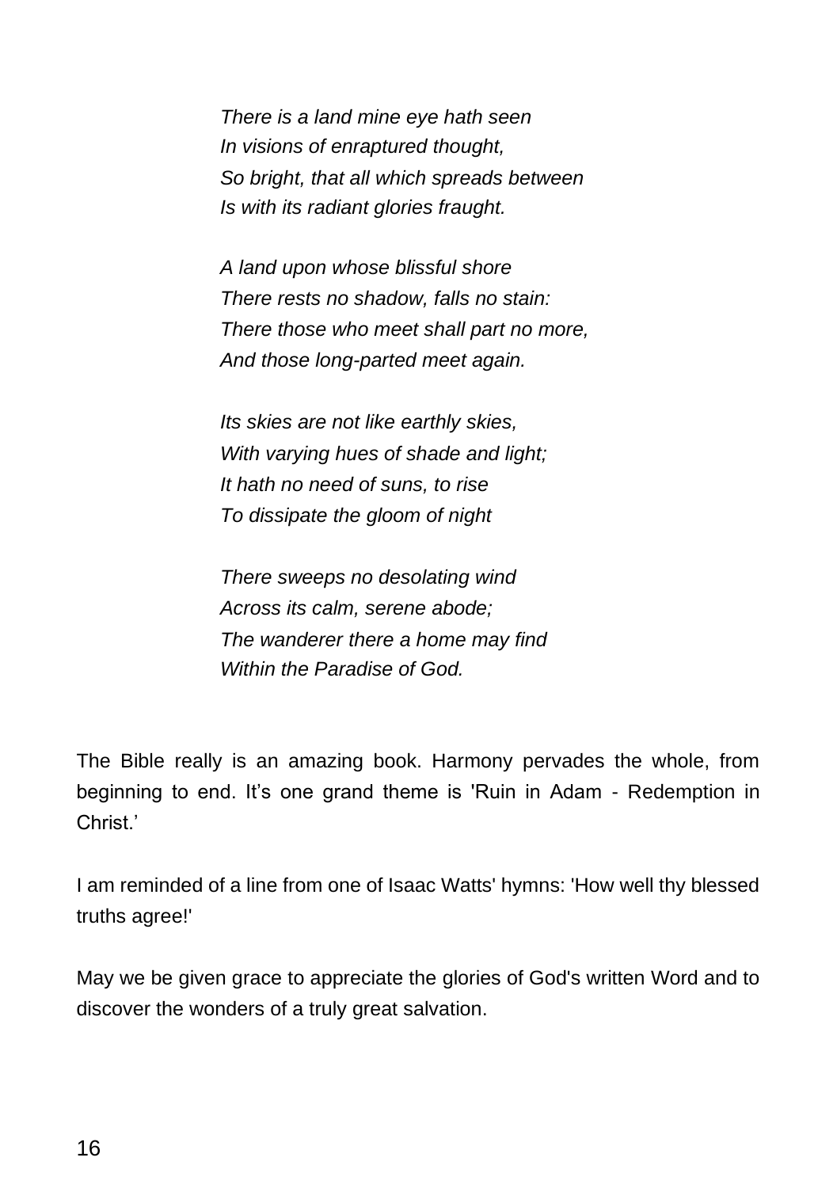*There is a land mine eye hath seen*
*In visions of enraptured thought,*
*So bright, that all which spreads between*
*Is with its radiant glories fraught.*

*A land upon whose blissful shore*
*There rests no shadow, falls no stain:*
*There those who meet shall part no more,*
*And those long-parted meet again.*

*Its skies are not like earthly skies,*
*With varying hues of shade and light;*
*It hath no need of suns, to rise*
*To dissipate the gloom of night*

*There sweeps no desolating wind*
*Across its calm, serene abode;*
*The wanderer there a home may find*
*Within the Paradise of God.*

The Bible really is an amazing book. Harmony pervades the whole, from beginning to end. It's one grand theme is 'Ruin in Adam - Redemption in Christ.'

I am reminded of a line from one of Isaac Watts' hymns: 'How well thy blessed truths agree!'

May we be given grace to appreciate the glories of God's written Word and to discover the wonders of a truly great salvation.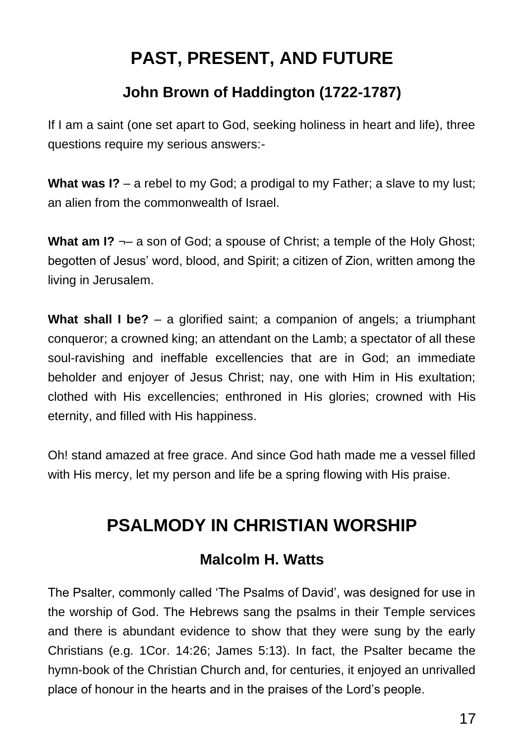# PAST, PRESENT, AND FUTURE

## John Brown of Haddington (1722-1787)

If I am a saint (one set apart to God, seeking holiness in heart and life), three questions require my serious answers:-

**What was I?** – a rebel to my God; a prodigal to my Father; a slave to my lust; an alien from the commonwealth of Israel.

**What am I?** ¬– a son of God; a spouse of Christ; a temple of the Holy Ghost; begotten of Jesus' word, blood, and Spirit; a citizen of Zion, written among the living in Jerusalem.

**What shall I be?** – a glorified saint; a companion of angels; a triumphant conqueror; a crowned king; an attendant on the Lamb; a spectator of all these soul-ravishing and ineffable excellencies that are in God; an immediate beholder and enjoyer of Jesus Christ; nay, one with Him in His exultation; clothed with His excellencies; enthroned in His glories; crowned with His eternity, and filled with His happiness.

Oh! stand amazed at free grace. And since God hath made me a vessel filled with His mercy, let my person and life be a spring flowing with His praise.

# PSALMODY IN CHRISTIAN WORSHIP

## Malcolm H. Watts

The Psalter, commonly called 'The Psalms of David', was designed for use in the worship of God. The Hebrews sang the psalms in their Temple services and there is abundant evidence to show that they were sung by the early Christians (e.g. 1Cor. 14:26; James 5:13). In fact, the Psalter became the hymn-book of the Christian Church and, for centuries, it enjoyed an unrivalled place of honour in the hearts and in the praises of the Lord's people.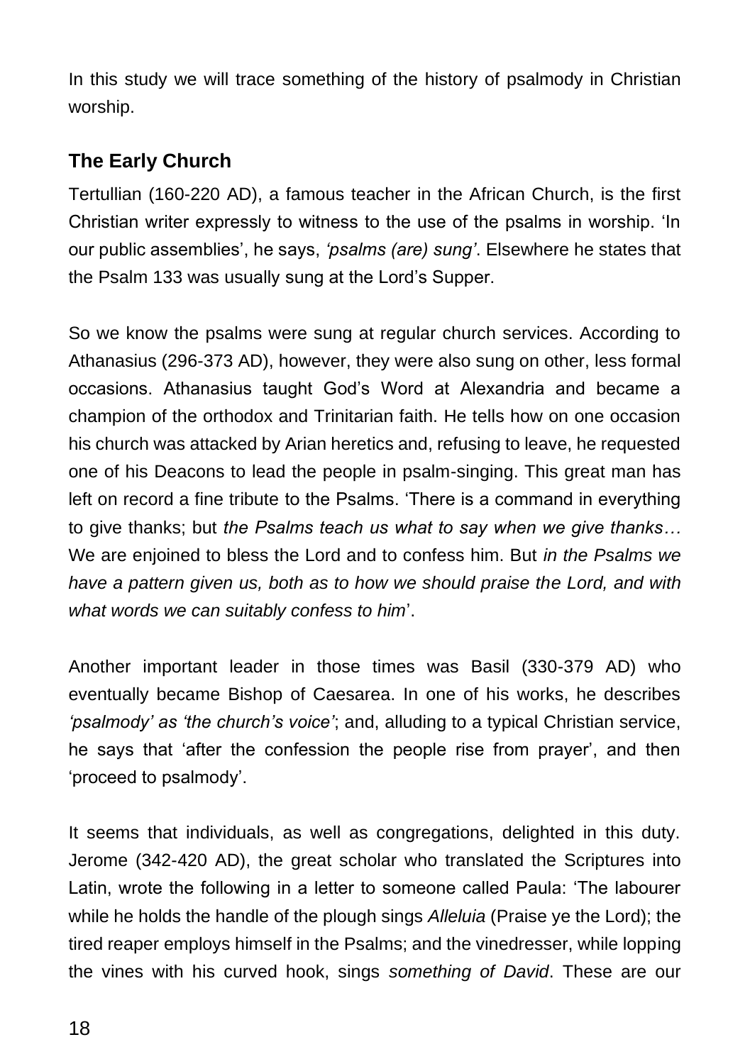In this study we will trace something of the history of psalmody in Christian worship.

## The Early Church

Tertullian (160-220 AD), a famous teacher in the African Church, is the first Christian writer expressly to witness to the use of the psalms in worship. 'In our public assemblies', he says, *'psalms (are) sung'*. Elsewhere he states that the Psalm 133 was usually sung at the Lord's Supper.

So we know the psalms were sung at regular church services. According to Athanasius (296-373 AD), however, they were also sung on other, less formal occasions. Athanasius taught God's Word at Alexandria and became a champion of the orthodox and Trinitarian faith. He tells how on one occasion his church was attacked by Arian heretics and, refusing to leave, he requested one of his Deacons to lead the people in psalm-singing. This great man has left on record a fine tribute to the Psalms. 'There is a command in everything to give thanks; but *the Psalms teach us what to say when we give thanks…* We are enjoined to bless the Lord and to confess him. But *in the Psalms we have a pattern given us, both as to how we should praise the Lord, and with what words we can suitably confess to him*'.

Another important leader in those times was Basil (330-379 AD) who eventually became Bishop of Caesarea. In one of his works, he describes *'psalmody' as 'the church's voice'*; and, alluding to a typical Christian service, he says that 'after the confession the people rise from prayer', and then 'proceed to psalmody'.

It seems that individuals, as well as congregations, delighted in this duty. Jerome (342-420 AD), the great scholar who translated the Scriptures into Latin, wrote the following in a letter to someone called Paula: 'The labourer while he holds the handle of the plough sings *Alleluia* (Praise ye the Lord); the tired reaper employs himself in the Psalms; and the vinedresser, while lopping the vines with his curved hook, sings *something of David*. These are our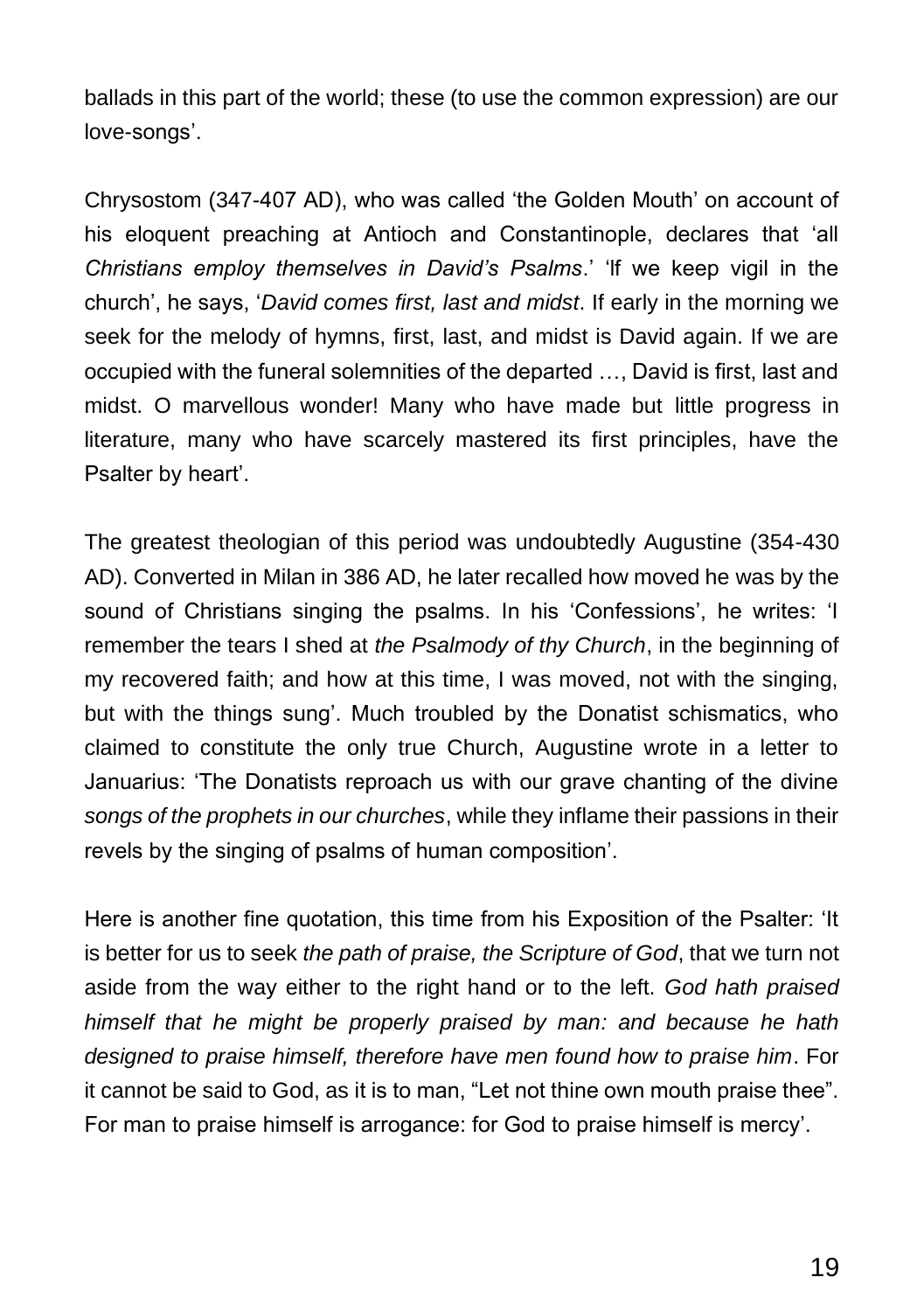ballads in this part of the world; these (to use the common expression) are our love-songs'.

Chrysostom (347-407 AD), who was called 'the Golden Mouth' on account of his eloquent preaching at Antioch and Constantinople, declares that 'all *Christians employ themselves in David's Psalms*.' 'If we keep vigil in the church', he says, '*David comes first, last and midst*. If early in the morning we seek for the melody of hymns, first, last, and midst is David again. If we are occupied with the funeral solemnities of the departed …, David is first, last and midst. O marvellous wonder! Many who have made but little progress in literature, many who have scarcely mastered its first principles, have the Psalter by heart'.

The greatest theologian of this period was undoubtedly Augustine (354-430 AD). Converted in Milan in 386 AD, he later recalled how moved he was by the sound of Christians singing the psalms. In his 'Confessions', he writes: 'I remember the tears I shed at *the Psalmody of thy Church*, in the beginning of my recovered faith; and how at this time, I was moved, not with the singing, but with the things sung'. Much troubled by the Donatist schismatics, who claimed to constitute the only true Church, Augustine wrote in a letter to Januarius: 'The Donatists reproach us with our grave chanting of the divine *songs of the prophets in our churches*, while they inflame their passions in their revels by the singing of psalms of human composition'.

Here is another fine quotation, this time from his Exposition of the Psalter: 'It is better for us to seek *the path of praise, the Scripture of God*, that we turn not aside from the way either to the right hand or to the left. *God hath praised himself that he might be properly praised by man: and because he hath designed to praise himself, therefore have men found how to praise him*. For it cannot be said to God, as it is to man, "Let not thine own mouth praise thee". For man to praise himself is arrogance: for God to praise himself is mercy'.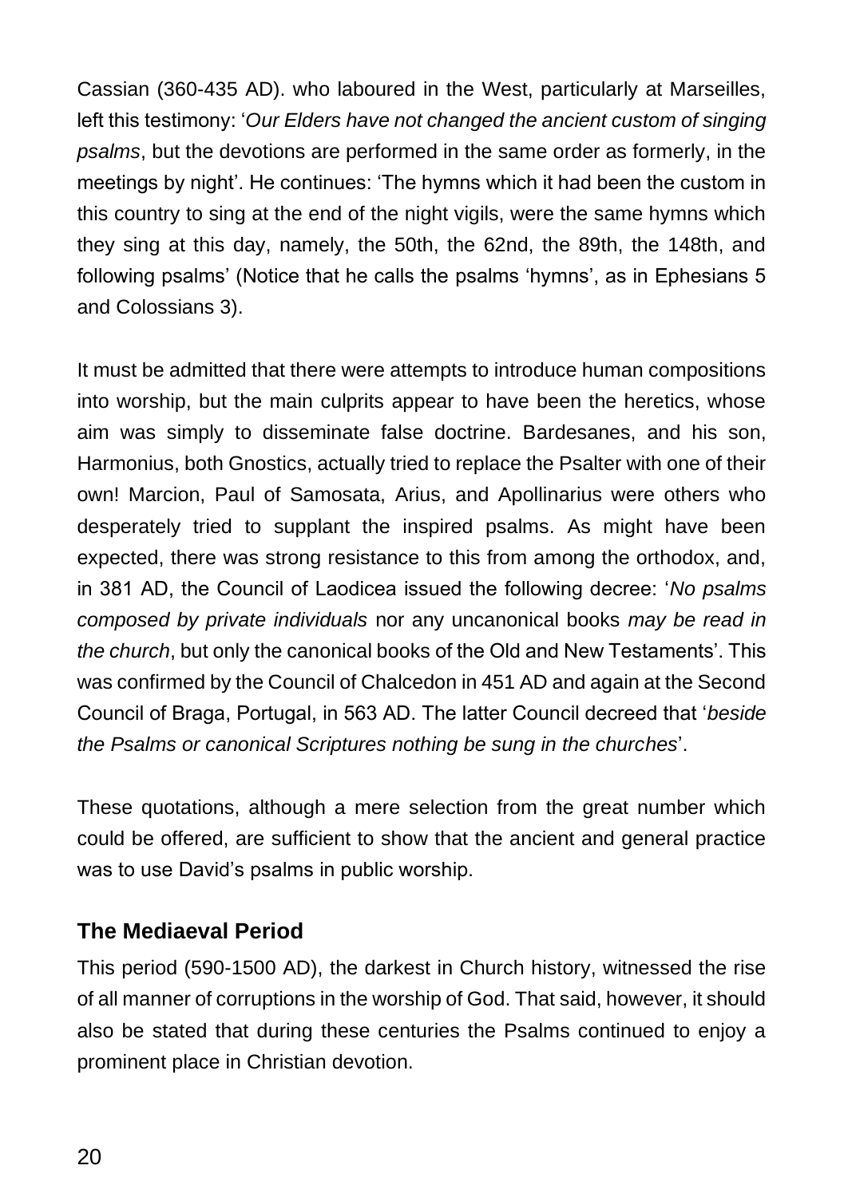Cassian (360-435 AD). who laboured in the West, particularly at Marseilles, left this testimony: '*Our Elders have not changed the ancient custom of singing psalms*, but the devotions are performed in the same order as formerly, in the meetings by night'. He continues: 'The hymns which it had been the custom in this country to sing at the end of the night vigils, were the same hymns which they sing at this day, namely, the 50th, the 62nd, the 89th, the 148th, and following psalms' (Notice that he calls the psalms 'hymns', as in Ephesians 5 and Colossians 3).

It must be admitted that there were attempts to introduce human compositions into worship, but the main culprits appear to have been the heretics, whose aim was simply to disseminate false doctrine. Bardesanes, and his son, Harmonius, both Gnostics, actually tried to replace the Psalter with one of their own! Marcion, Paul of Samosata, Arius, and Apollinarius were others who desperately tried to supplant the inspired psalms. As might have been expected, there was strong resistance to this from among the orthodox, and, in 381 AD, the Council of Laodicea issued the following decree: '*No psalms composed by private individuals* nor any uncanonical books *may be read in the church*, but only the canonical books of the Old and New Testaments'. This was confirmed by the Council of Chalcedon in 451 AD and again at the Second Council of Braga, Portugal, in 563 AD. The latter Council decreed that '*beside the Psalms or canonical Scriptures nothing be sung in the churches*'.

These quotations, although a mere selection from the great number which could be offered, are sufficient to show that the ancient and general practice was to use David's psalms in public worship.

### The Mediaeval Period

This period (590-1500 AD), the darkest in Church history, witnessed the rise of all manner of corruptions in the worship of God. That said, however, it should also be stated that during these centuries the Psalms continued to enjoy a prominent place in Christian devotion.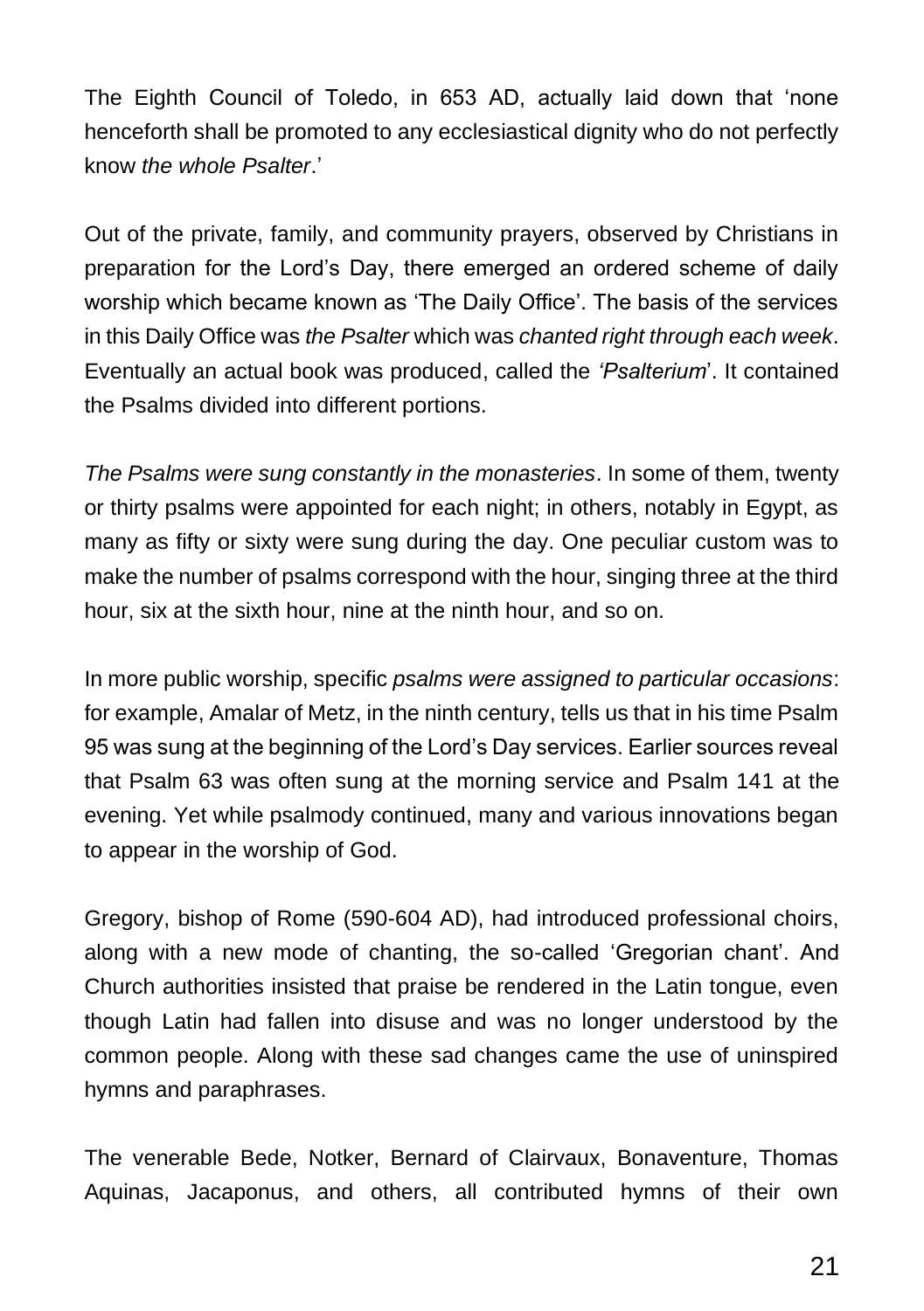The Eighth Council of Toledo, in 653 AD, actually laid down that 'none henceforth shall be promoted to any ecclesiastical dignity who do not perfectly know *the whole Psalter*.'

Out of the private, family, and community prayers, observed by Christians in preparation for the Lord's Day, there emerged an ordered scheme of daily worship which became known as 'The Daily Office'. The basis of the services in this Daily Office was *the Psalter* which was *chanted right through each week*. Eventually an actual book was produced, called the *'Psalterium*'. It contained the Psalms divided into different portions.

*The Psalms were sung constantly in the monasteries*. In some of them, twenty or thirty psalms were appointed for each night; in others, notably in Egypt, as many as fifty or sixty were sung during the day. One peculiar custom was to make the number of psalms correspond with the hour, singing three at the third hour, six at the sixth hour, nine at the ninth hour, and so on.

In more public worship, specific *psalms were assigned to particular occasions*: for example, Amalar of Metz, in the ninth century, tells us that in his time Psalm 95 was sung at the beginning of the Lord's Day services. Earlier sources reveal that Psalm 63 was often sung at the morning service and Psalm 141 at the evening. Yet while psalmody continued, many and various innovations began to appear in the worship of God.

Gregory, bishop of Rome (590-604 AD), had introduced professional choirs, along with a new mode of chanting, the so-called 'Gregorian chant'. And Church authorities insisted that praise be rendered in the Latin tongue, even though Latin had fallen into disuse and was no longer understood by the common people. Along with these sad changes came the use of uninspired hymns and paraphrases.

The venerable Bede, Notker, Bernard of Clairvaux, Bonaventure, Thomas Aquinas, Jacaponus, and others, all contributed hymns of their own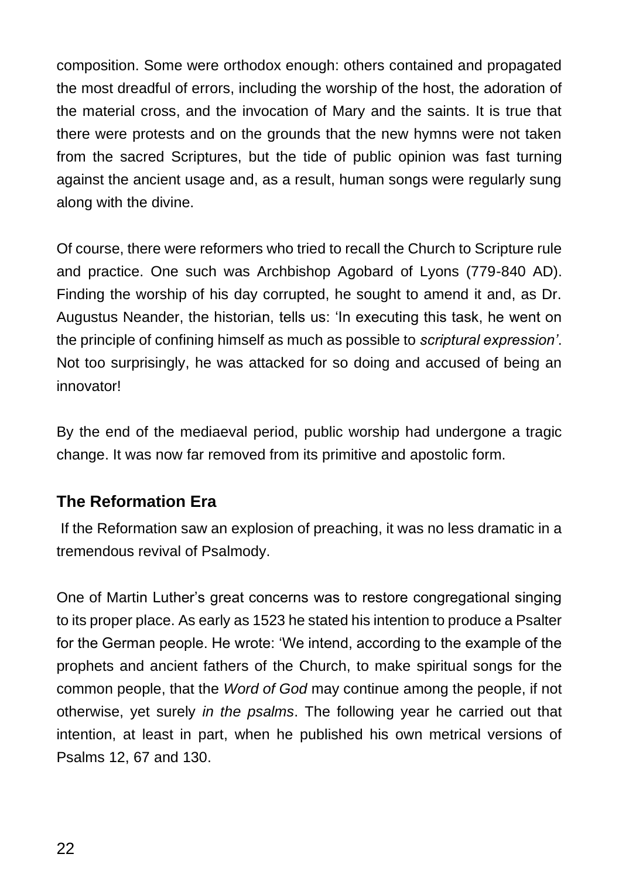composition. Some were orthodox enough: others contained and propagated the most dreadful of errors, including the worship of the host, the adoration of the material cross, and the invocation of Mary and the saints. It is true that there were protests and on the grounds that the new hymns were not taken from the sacred Scriptures, but the tide of public opinion was fast turning against the ancient usage and, as a result, human songs were regularly sung along with the divine.

Of course, there were reformers who tried to recall the Church to Scripture rule and practice. One such was Archbishop Agobard of Lyons (779-840 AD). Finding the worship of his day corrupted, he sought to amend it and, as Dr. Augustus Neander, the historian, tells us: 'In executing this task, he went on the principle of confining himself as much as possible to *scriptural expression'*. Not too surprisingly, he was attacked for so doing and accused of being an innovator!

By the end of the mediaeval period, public worship had undergone a tragic change. It was now far removed from its primitive and apostolic form.

## The Reformation Era

If the Reformation saw an explosion of preaching, it was no less dramatic in a tremendous revival of Psalmody.

One of Martin Luther's great concerns was to restore congregational singing to its proper place. As early as 1523 he stated his intention to produce a Psalter for the German people. He wrote: 'We intend, according to the example of the prophets and ancient fathers of the Church, to make spiritual songs for the common people, that the *Word of God* may continue among the people, if not otherwise, yet surely *in the psalms*. The following year he carried out that intention, at least in part, when he published his own metrical versions of Psalms 12, 67 and 130.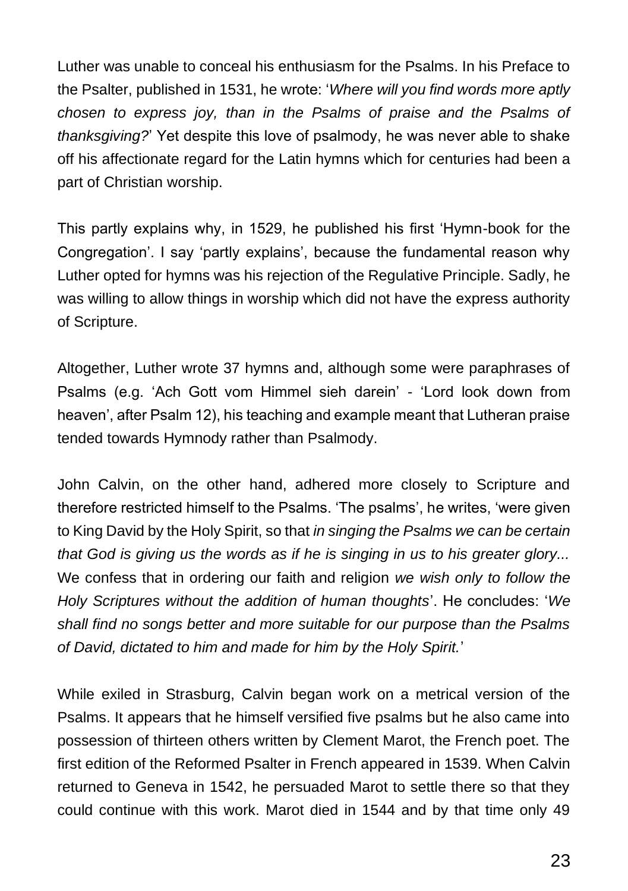Luther was unable to conceal his enthusiasm for the Psalms. In his Preface to the Psalter, published in 1531, he wrote: '*Where will you find words more aptly chosen to express joy, than in the Psalms of praise and the Psalms of thanksgiving?*' Yet despite this love of psalmody, he was never able to shake off his affectionate regard for the Latin hymns which for centuries had been a part of Christian worship.

This partly explains why, in 1529, he published his first 'Hymn-book for the Congregation'. I say 'partly explains', because the fundamental reason why Luther opted for hymns was his rejection of the Regulative Principle. Sadly, he was willing to allow things in worship which did not have the express authority of Scripture.

Altogether, Luther wrote 37 hymns and, although some were paraphrases of Psalms (e.g. 'Ach Gott vom Himmel sieh darein' - 'Lord look down from heaven', after Psalm 12), his teaching and example meant that Lutheran praise tended towards Hymnody rather than Psalmody.

John Calvin, on the other hand, adhered more closely to Scripture and therefore restricted himself to the Psalms. 'The psalms', he writes, 'were given to King David by the Holy Spirit, so that *in singing the Psalms we can be certain that God is giving us the words as if he is singing in us to his greater glory...* We confess that in ordering our faith and religion *we wish only to follow the Holy Scriptures without the addition of human thoughts*'. He concludes: '*We shall find no songs better and more suitable for our purpose than the Psalms of David, dictated to him and made for him by the Holy Spirit.*'

While exiled in Strasburg, Calvin began work on a metrical version of the Psalms. It appears that he himself versified five psalms but he also came into possession of thirteen others written by Clement Marot, the French poet. The first edition of the Reformed Psalter in French appeared in 1539. When Calvin returned to Geneva in 1542, he persuaded Marot to settle there so that they could continue with this work. Marot died in 1544 and by that time only 49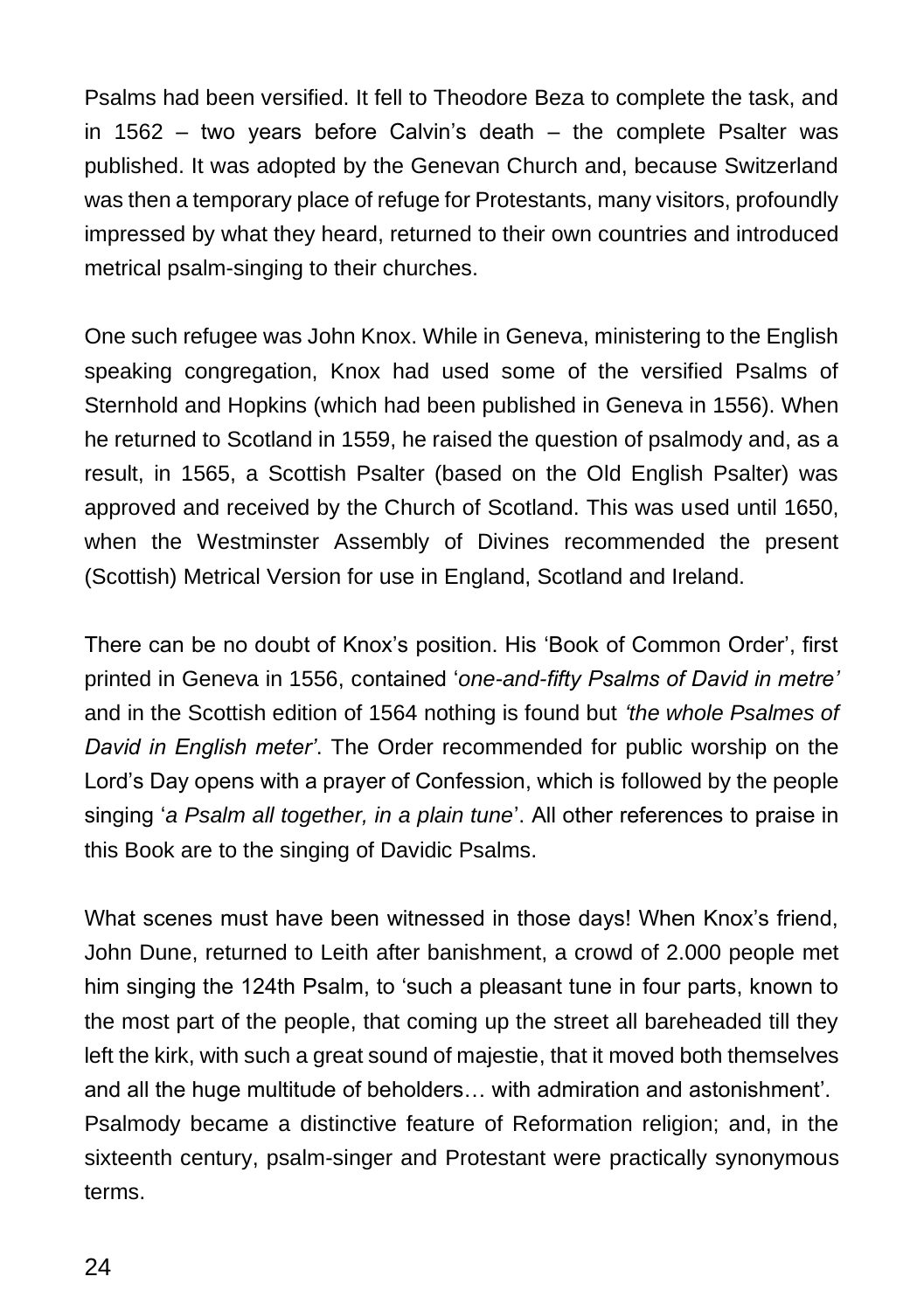Psalms had been versified. It fell to Theodore Beza to complete the task, and in 1562 – two years before Calvin's death – the complete Psalter was published. It was adopted by the Genevan Church and, because Switzerland was then a temporary place of refuge for Protestants, many visitors, profoundly impressed by what they heard, returned to their own countries and introduced metrical psalm-singing to their churches.

One such refugee was John Knox. While in Geneva, ministering to the English speaking congregation, Knox had used some of the versified Psalms of Sternhold and Hopkins (which had been published in Geneva in 1556). When he returned to Scotland in 1559, he raised the question of psalmody and, as a result, in 1565, a Scottish Psalter (based on the Old English Psalter) was approved and received by the Church of Scotland. This was used until 1650, when the Westminster Assembly of Divines recommended the present (Scottish) Metrical Version for use in England, Scotland and Ireland.

There can be no doubt of Knox's position. His 'Book of Common Order', first printed in Geneva in 1556, contained '*one-and-fifty Psalms of David in metre'* and in the Scottish edition of 1564 nothing is found but *'the whole Psalmes of David in English meter'*. The Order recommended for public worship on the Lord's Day opens with a prayer of Confession, which is followed by the people singing '*a Psalm all together, in a plain tune*'. All other references to praise in this Book are to the singing of Davidic Psalms.

What scenes must have been witnessed in those days! When Knox's friend, John Dune, returned to Leith after banishment, a crowd of 2.000 people met him singing the 124th Psalm, to 'such a pleasant tune in four parts, known to the most part of the people, that coming up the street all bareheaded till they left the kirk, with such a great sound of majestie, that it moved both themselves and all the huge multitude of beholders… with admiration and astonishment'. Psalmody became a distinctive feature of Reformation religion; and, in the sixteenth century, psalm-singer and Protestant were practically synonymous terms.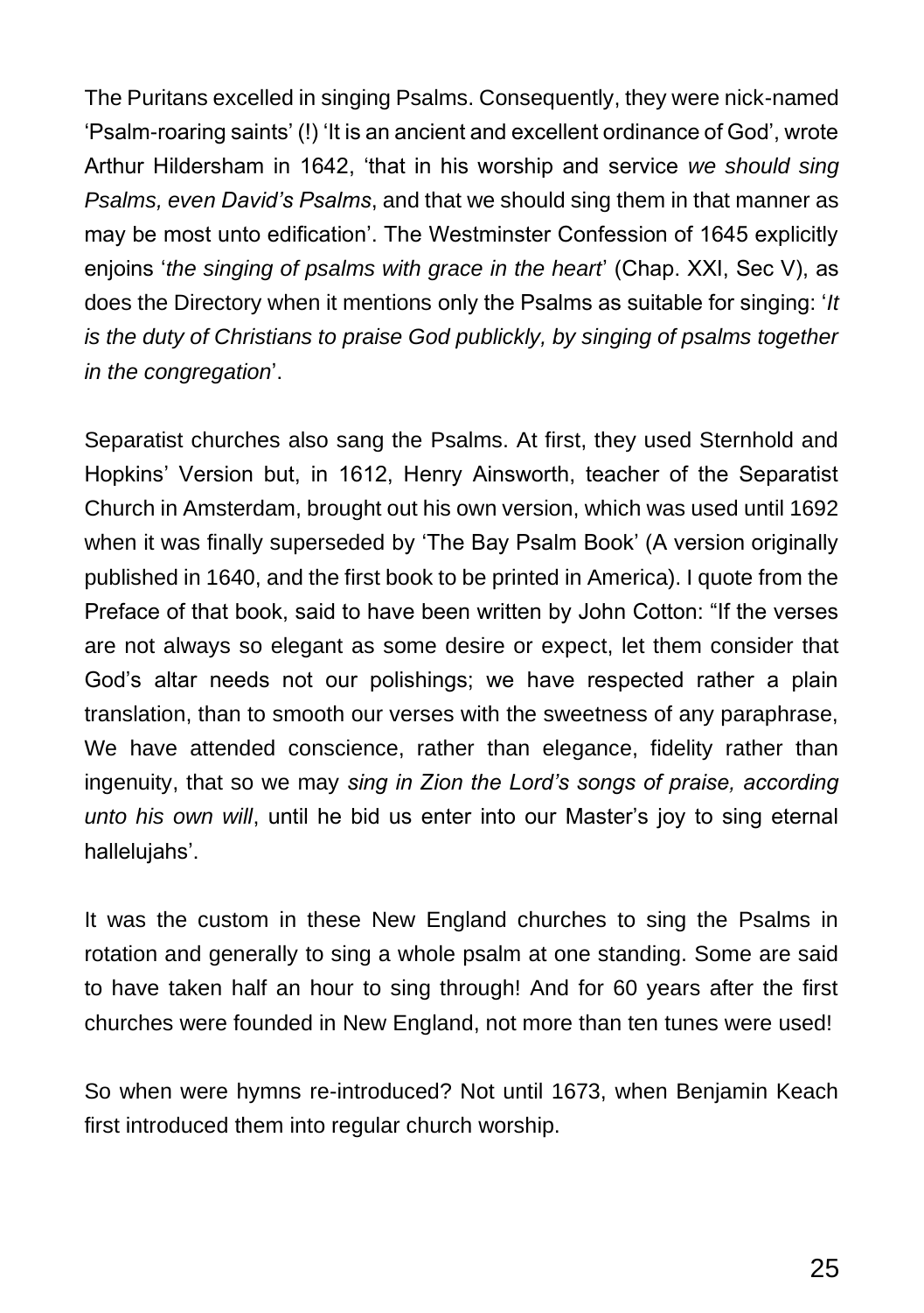The Puritans excelled in singing Psalms. Consequently, they were nick-named 'Psalm-roaring saints' (!) 'It is an ancient and excellent ordinance of God', wrote Arthur Hildersham in 1642, 'that in his worship and service *we should sing Psalms, even David's Psalms*, and that we should sing them in that manner as may be most unto edification'. The Westminster Confession of 1645 explicitly enjoins '*the singing of psalms with grace in the heart*' (Chap. XXI, Sec V), as does the Directory when it mentions only the Psalms as suitable for singing: '*It is the duty of Christians to praise God publickly, by singing of psalms together in the congregation*'.

Separatist churches also sang the Psalms. At first, they used Sternhold and Hopkins' Version but, in 1612, Henry Ainsworth, teacher of the Separatist Church in Amsterdam, brought out his own version, which was used until 1692 when it was finally superseded by 'The Bay Psalm Book' (A version originally published in 1640, and the first book to be printed in America). I quote from the Preface of that book, said to have been written by John Cotton: "If the verses are not always so elegant as some desire or expect, let them consider that God's altar needs not our polishings; we have respected rather a plain translation, than to smooth our verses with the sweetness of any paraphrase, We have attended conscience, rather than elegance, fidelity rather than ingenuity, that so we may *sing in Zion the Lord's songs of praise, according unto his own will*, until he bid us enter into our Master's joy to sing eternal hallelujahs'.

It was the custom in these New England churches to sing the Psalms in rotation and generally to sing a whole psalm at one standing. Some are said to have taken half an hour to sing through! And for 60 years after the first churches were founded in New England, not more than ten tunes were used!

So when were hymns re-introduced? Not until 1673, when Benjamin Keach first introduced them into regular church worship.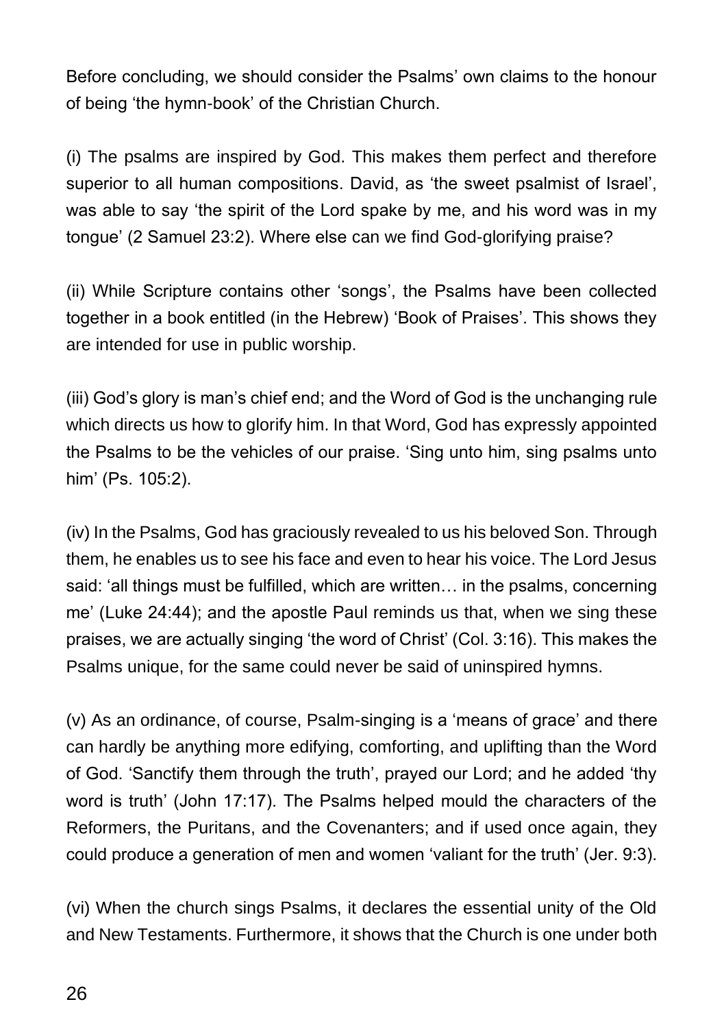Before concluding, we should consider the Psalms' own claims to the honour of being 'the hymn-book' of the Christian Church.

(i) The psalms are inspired by God. This makes them perfect and therefore superior to all human compositions. David, as 'the sweet psalmist of Israel', was able to say 'the spirit of the Lord spake by me, and his word was in my tongue' (2 Samuel 23:2). Where else can we find God-glorifying praise?

(ii) While Scripture contains other 'songs', the Psalms have been collected together in a book entitled (in the Hebrew) 'Book of Praises'. This shows they are intended for use in public worship.

(iii) God's glory is man's chief end; and the Word of God is the unchanging rule which directs us how to glorify him. In that Word, God has expressly appointed the Psalms to be the vehicles of our praise. 'Sing unto him, sing psalms unto him' (Ps. 105:2).

(iv) In the Psalms, God has graciously revealed to us his beloved Son. Through them, he enables us to see his face and even to hear his voice. The Lord Jesus said: 'all things must be fulfilled, which are written… in the psalms, concerning me' (Luke 24:44); and the apostle Paul reminds us that, when we sing these praises, we are actually singing 'the word of Christ' (Col. 3:16). This makes the Psalms unique, for the same could never be said of uninspired hymns.

(v) As an ordinance, of course, Psalm-singing is a 'means of grace' and there can hardly be anything more edifying, comforting, and uplifting than the Word of God. 'Sanctify them through the truth', prayed our Lord; and he added 'thy word is truth' (John 17:17). The Psalms helped mould the characters of the Reformers, the Puritans, and the Covenanters; and if used once again, they could produce a generation of men and women 'valiant for the truth' (Jer. 9:3).

(vi) When the church sings Psalms, it declares the essential unity of the Old and New Testaments. Furthermore, it shows that the Church is one under both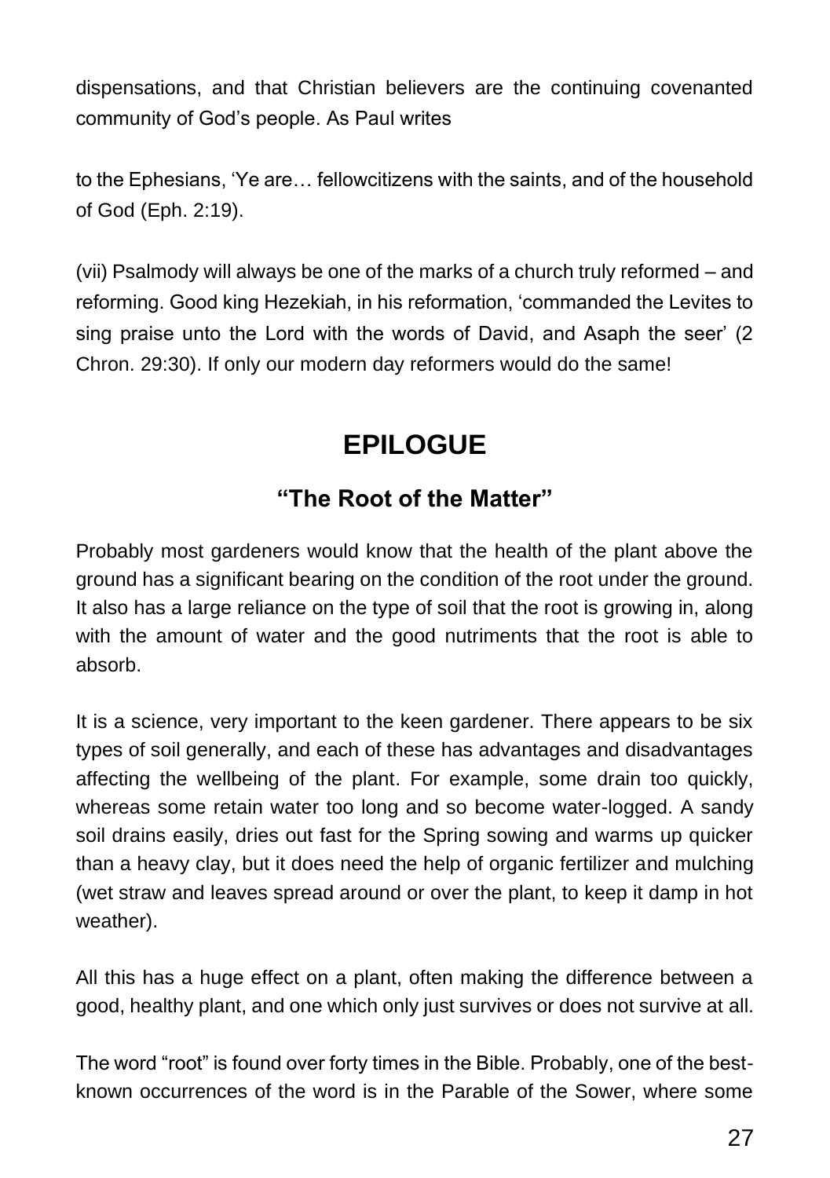dispensations, and that Christian believers are the continuing covenanted community of God's people. As Paul writes

to the Ephesians, 'Ye are… fellowcitizens with the saints, and of the household of God (Eph. 2:19).

(vii) Psalmody will always be one of the marks of a church truly reformed – and reforming. Good king Hezekiah, in his reformation, 'commanded the Levites to sing praise unto the Lord with the words of David, and Asaph the seer' (2 Chron. 29:30). If only our modern day reformers would do the same!

# EPILOGUE

## "The Root of the Matter"

Probably most gardeners would know that the health of the plant above the ground has a significant bearing on the condition of the root under the ground. It also has a large reliance on the type of soil that the root is growing in, along with the amount of water and the good nutriments that the root is able to absorb.

It is a science, very important to the keen gardener. There appears to be six types of soil generally, and each of these has advantages and disadvantages affecting the wellbeing of the plant. For example, some drain too quickly, whereas some retain water too long and so become water-logged. A sandy soil drains easily, dries out fast for the Spring sowing and warms up quicker than a heavy clay, but it does need the help of organic fertilizer and mulching (wet straw and leaves spread around or over the plant, to keep it damp in hot weather).

All this has a huge effect on a plant, often making the difference between a good, healthy plant, and one which only just survives or does not survive at all.

The word "root" is found over forty times in the Bible. Probably, one of the best-known occurrences of the word is in the Parable of the Sower, where some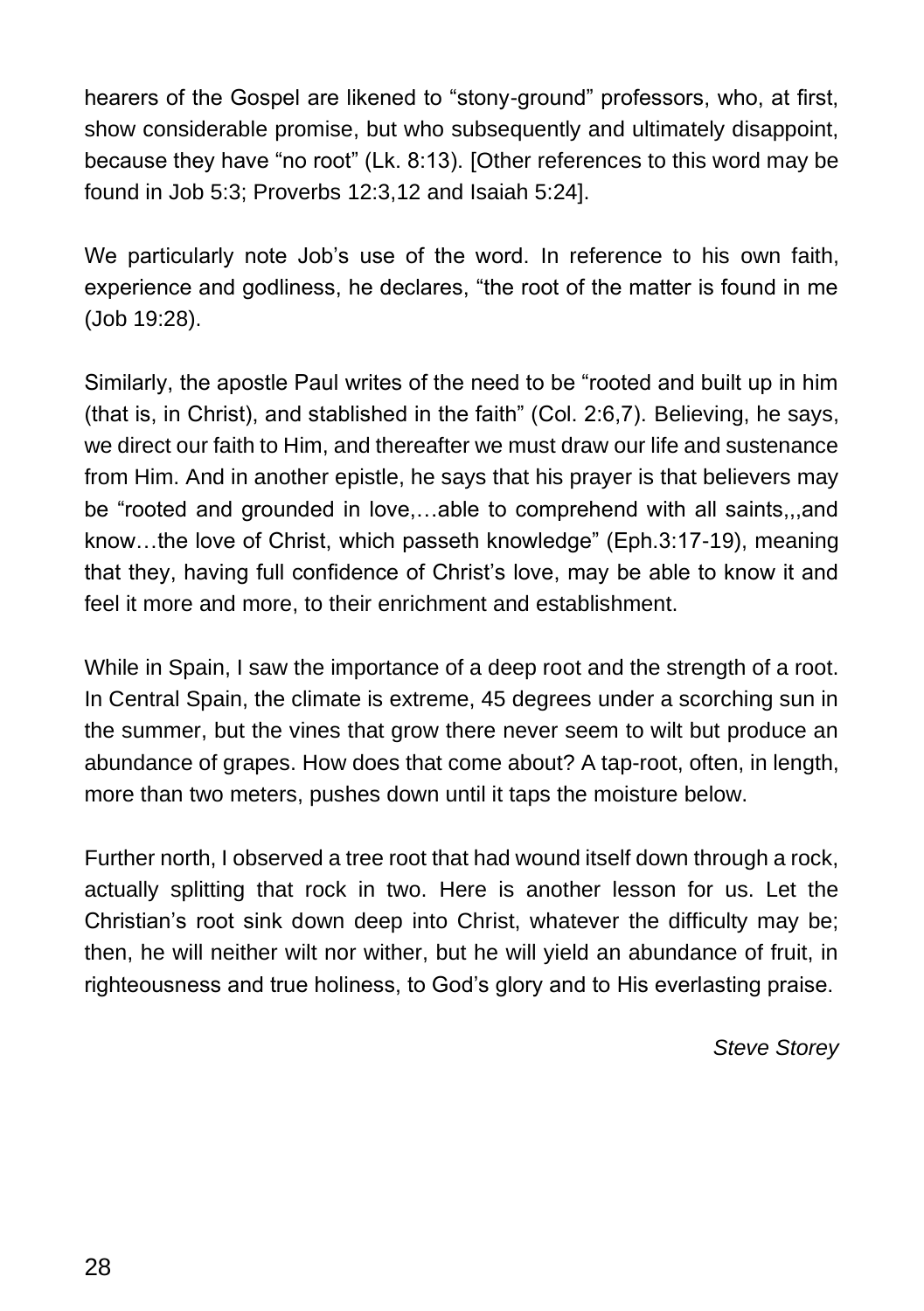hearers of the Gospel are likened to "stony-ground" professors, who, at first, show considerable promise, but who subsequently and ultimately disappoint, because they have "no root" (Lk. 8:13). [Other references to this word may be found in Job 5:3; Proverbs 12:3,12 and Isaiah 5:24].

We particularly note Job's use of the word. In reference to his own faith, experience and godliness, he declares, "the root of the matter is found in me (Job 19:28).

Similarly, the apostle Paul writes of the need to be "rooted and built up in him (that is, in Christ), and stablished in the faith" (Col. 2:6,7). Believing, he says, we direct our faith to Him, and thereafter we must draw our life and sustenance from Him. And in another epistle, he says that his prayer is that believers may be "rooted and grounded in love,…able to comprehend with all saints,,,and know…the love of Christ, which passeth knowledge" (Eph.3:17-19), meaning that they, having full confidence of Christ's love, may be able to know it and feel it more and more, to their enrichment and establishment.

While in Spain, I saw the importance of a deep root and the strength of a root. In Central Spain, the climate is extreme, 45 degrees under a scorching sun in the summer, but the vines that grow there never seem to wilt but produce an abundance of grapes. How does that come about? A tap-root, often, in length, more than two meters, pushes down until it taps the moisture below.

Further north, I observed a tree root that had wound itself down through a rock, actually splitting that rock in two. Here is another lesson for us. Let the Christian's root sink down deep into Christ, whatever the difficulty may be; then, he will neither wilt nor wither, but he will yield an abundance of fruit, in righteousness and true holiness, to God's glory and to His everlasting praise.

*Steve Storey*